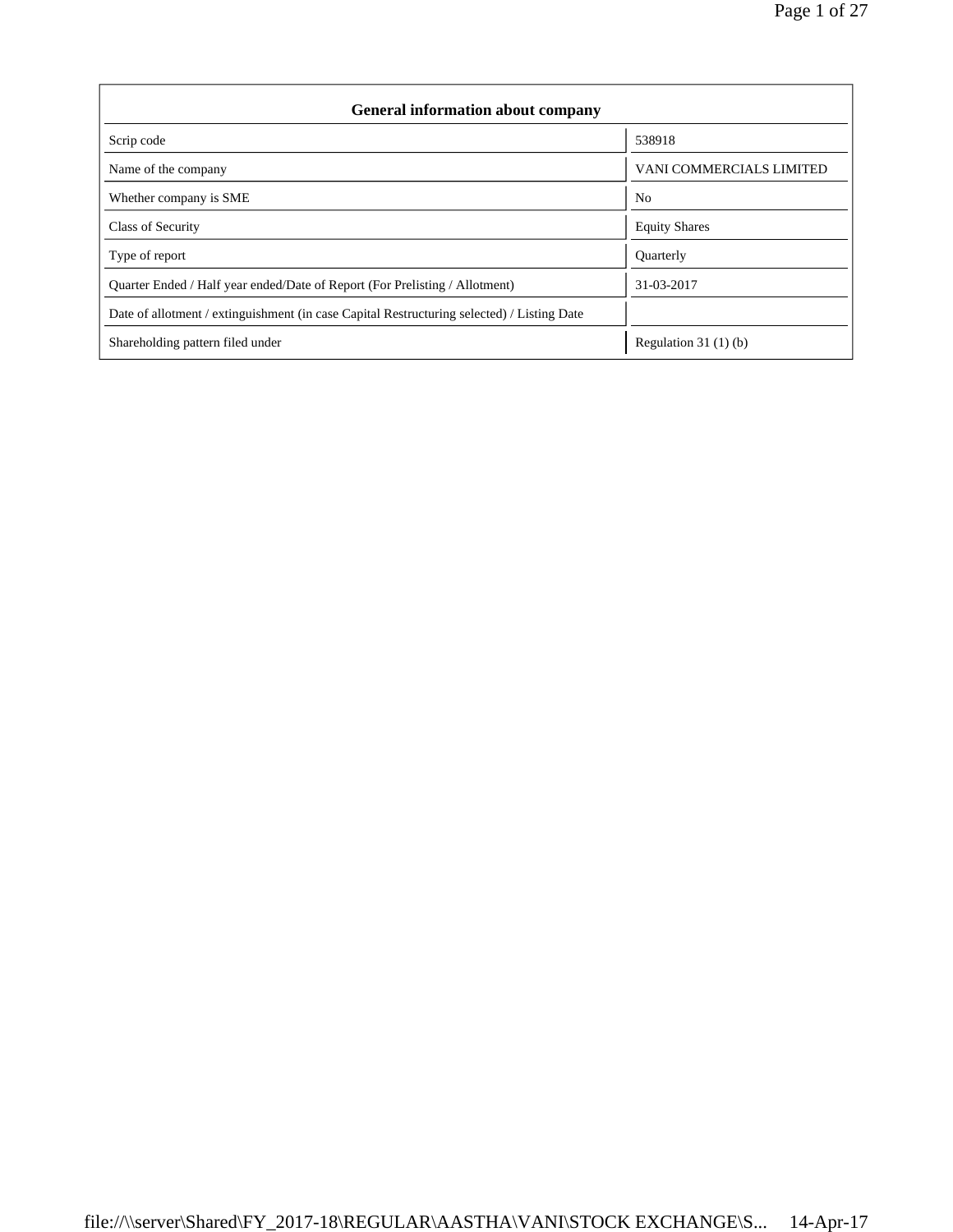| General information about company | |
|---|---|
| Scrip code | 538918 |
| Name of the company | VANI COMMERCIALS LIMITED |
| Whether company is SME | No |
| Class of Security | Equity Shares |
| Type of report | Quarterly |
| Quarter Ended / Half year ended/Date of Report (For Prelisting / Allotment) | 31-03-2017 |
| Date of allotment / extinguishment (in case Capital Restructuring selected) / Listing Date | |
| Shareholding pattern filed under | Regulation 31 (1) (b) |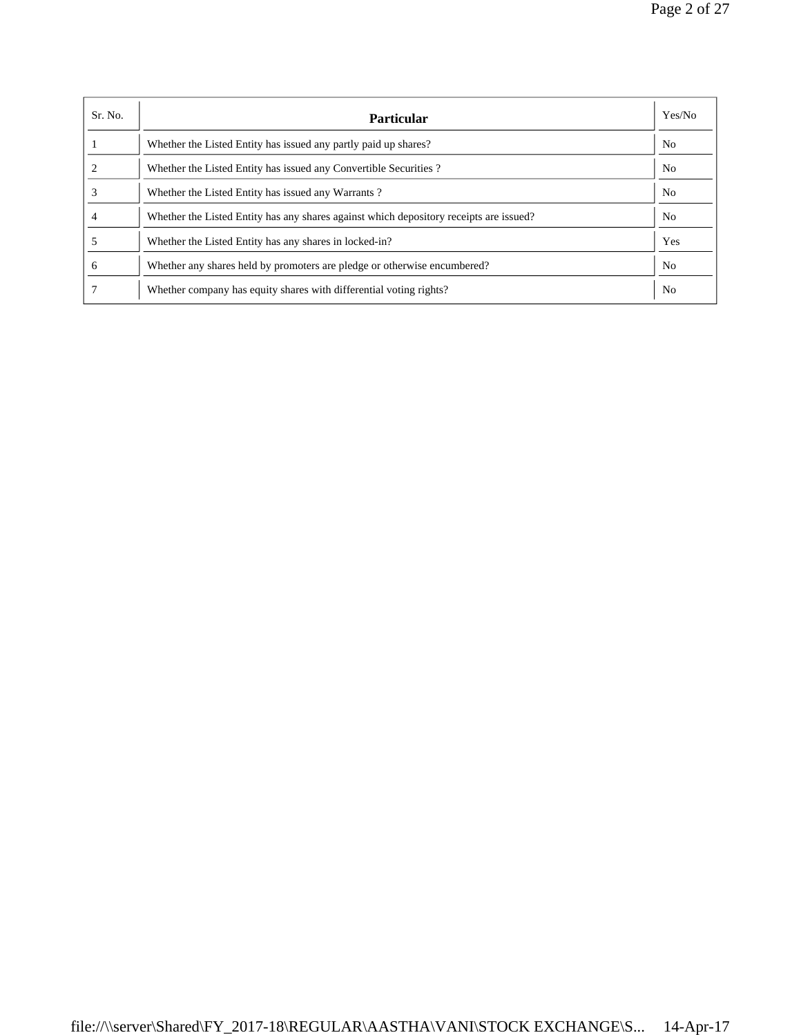| Sr. No. | Particular | Yes/No |
|---|---|---|
| 1 | Whether the Listed Entity has issued any partly paid up shares? | No |
| 2 | Whether the Listed Entity has issued any Convertible Securities ? | No |
| 3 | Whether the Listed Entity has issued any Warrants ? | No |
| 4 | Whether the Listed Entity has any shares against which depository receipts are issued? | No |
| 5 | Whether the Listed Entity has any shares in locked-in? | Yes |
| 6 | Whether any shares held by promoters are pledge or otherwise encumbered? | No |
| 7 | Whether company has equity shares with differential voting rights? | No |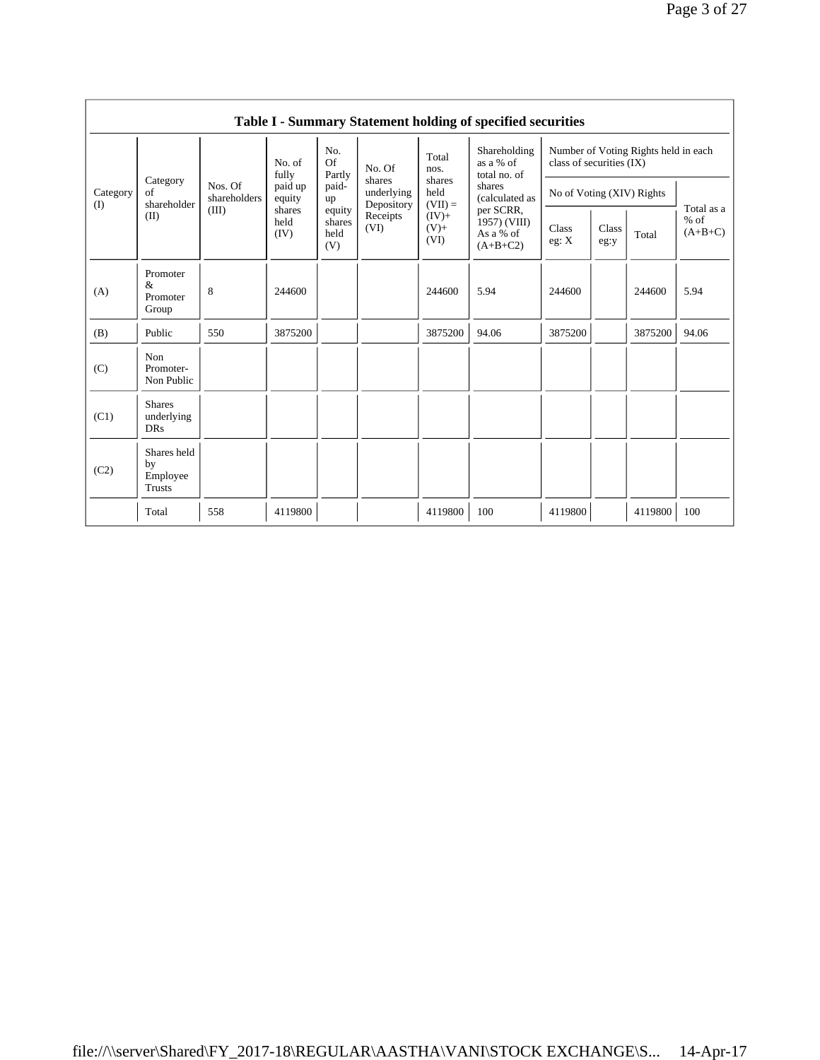## Table I - Summary Statement holding of specified securities

| Category (I) | Category of shareholder (II) | Nos. Of shareholders (III) | No. of fully paid up equity shares held (IV) | No. Of Partly paid-up equity shares held (V) | No. Of shares underlying Depository Receipts (VI) | Total nos. shares held (VII) = (IV)+ (V)+ (VI) | Shareholding as a % of total no. of shares (calculated as per SCRR, 1957) (VIII) As a % of (A+B+C2) | Number of Voting Rights held in each class of securities (IX) | | | |
|---|---|---|---|---|---|---|---|---|---|---|---|
| | | | | | | | | No of Voting (XIV) Rights | | | Total as a % of (A+B+C) |
| | | | | | | | | Class eg: X | Class eg:y | Total | |
| (A) | Promoter & Promoter Group | 8 | 244600 | | | 244600 | 5.94 | 244600 | | 244600 | 5.94 |
| (B) | Public | 550 | 3875200 | | | 3875200 | 94.06 | 3875200 | | 3875200 | 94.06 |
| (C) | Non Promoter- Non Public | | | | | | | | | | |
| (C1) | Shares underlying DRs | | | | | | | | | | |
| (C2) | Shares held by Employee Trusts | | | | | | | | | | |
| | Total | 558 | 4119800 | | | 4119800 | 100 | 4119800 | | 4119800 | 100 |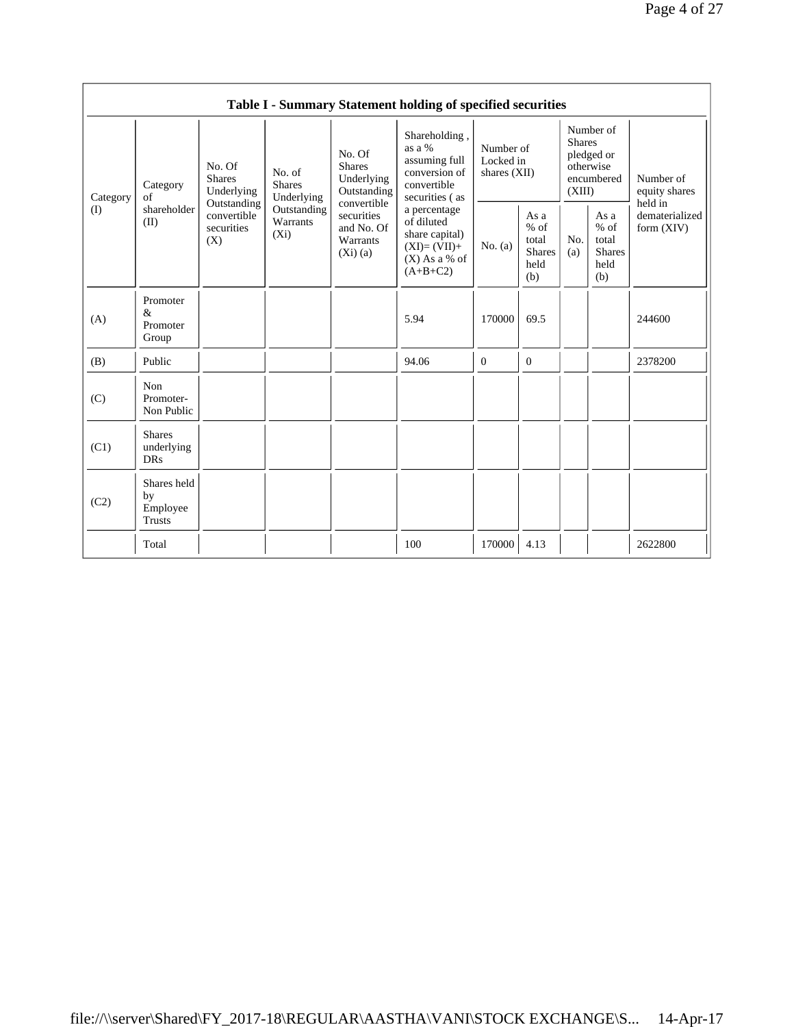## Table I - Summary Statement holding of specified securities

| Category (I) | Category of shareholder (II) | No. Of Shares Underlying Outstanding convertible securities (X) | No. of Shares Underlying Outstanding Warrants (Xi) | No. Of Shares Underlying Outstanding convertible securities and No. Of Warrants (Xi) (a) | Shareholding , as a % assuming full conversion of convertible securities ( as a percentage of diluted share capital) (XI)= (VII)+(X) As a % of (A+B+C2) | Number of Locked in shares (XII) | | Number of Shares pledged or otherwise encumbered (XIII) | | Number of equity shares held in dematerialized form (XIV) |
|---|---|---|---|---|---|---|---|---|---|---|
| | | | | | | No. (a) | As a % of total Shares held (b) | No. (a) | As a % of total Shares held (b) | |
| (A) | Promoter & Promoter Group | | | | 5.94 | 170000 | 69.5 | | | 244600 |
| (B) | Public | | | | 94.06 | 0 | 0 | | | 2378200 |
| (C) | Non Promoter- Non Public | | | | | | | | | |
| (C1) | Shares underlying DRs | | | | | | | | | |
| (C2) | Shares held by Employee Trusts | | | | | | | | | |
| | Total | | | | 100 | 170000 | 4.13 | | | 2622800 |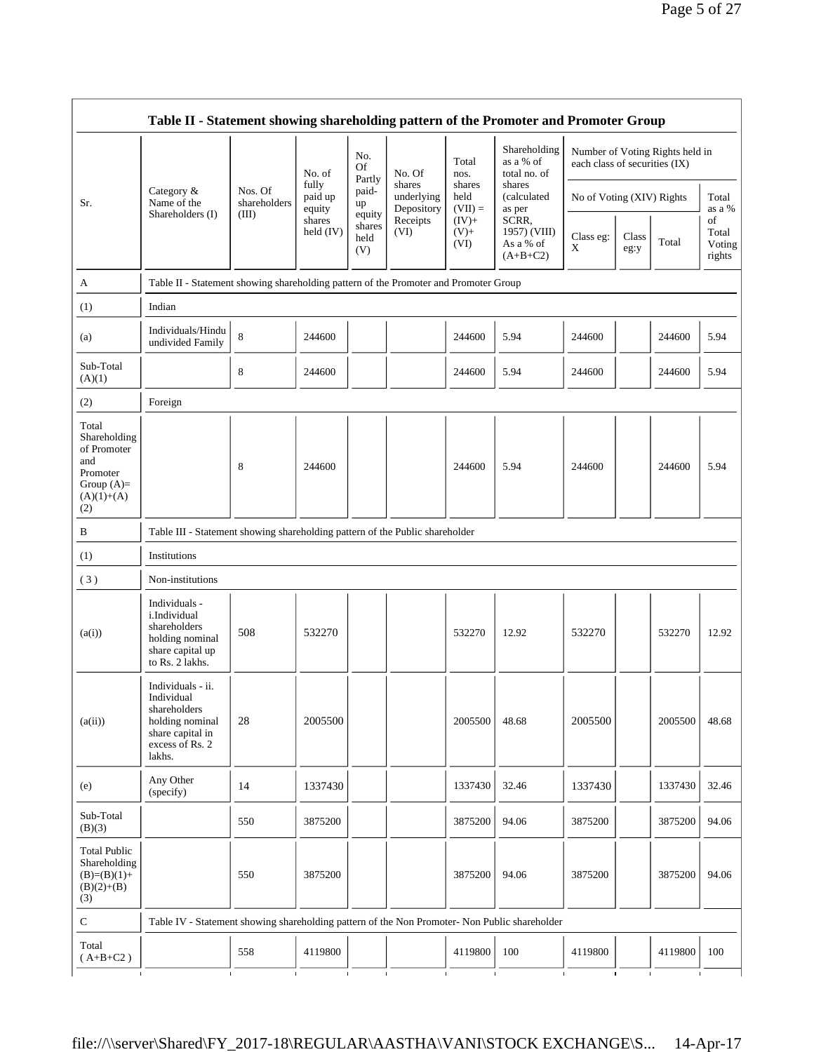## Table II - Statement showing shareholding pattern of the Promoter and Promoter Group

| Sr. | Category & Name of the Shareholders (I) | Nos. Of shareholders (III) | No. of fully paid up equity shares held (IV) | No. Of Partly paid-up equity shares held (V) | No. Of shares underlying Depository Receipts (VI) | Total nos. shares held (VII) = (IV)+ (V)+ (VI) | Shareholding as a % of total no. of shares (calculated as per SCRR, 1957) (VIII) As a % of (A+B+C2) | Number of Voting Rights held in each class of securities (IX) | | | |
|---|---|---|---|---|---|---|---|---|---|---|---|
| | | | | | | | | No of Voting (XIV) Rights | | | Total as a % of Total Voting rights |
| | | | | | | | | Class eg: X | Class eg:y | Total | |
| A | Table II - Statement showing shareholding pattern of the Promoter and Promoter Group | | | | | | | | | | |
| (1) | Indian | | | | | | | | | | |
| (a) | Individuals/Hindu undivided Family | 8 | 244600 | | | 244600 | 5.94 | 244600 | | 244600 | 5.94 |
| Sub-Total (A)(1) | | 8 | 244600 | | | 244600 | 5.94 | 244600 | | 244600 | 5.94 |
| (2) | Foreign | | | | | | | | | | |
| Total Shareholding of Promoter and Promoter Group (A)= (A)(1)+(A)(2) | | 8 | 244600 | | | 244600 | 5.94 | 244600 | | 244600 | 5.94 |
| B | Table III - Statement showing shareholding pattern of the Public shareholder | | | | | | | | | | |
| (1) | Institutions | | | | | | | | | | |
| (3) | Non-institutions | | | | | | | | | | |
| (a(i)) | Individuals - i.Individual shareholders holding nominal share capital up to Rs. 2 lakhs. | 508 | 532270 | | | 532270 | 12.92 | 532270 | | 532270 | 12.92 |
| (a(ii)) | Individuals - ii. Individual shareholders holding nominal share capital in excess of Rs. 2 lakhs. | 28 | 2005500 | | | 2005500 | 48.68 | 2005500 | | 2005500 | 48.68 |
| (e) | Any Other (specify) | 14 | 1337430 | | | 1337430 | 32.46 | 1337430 | | 1337430 | 32.46 |
| Sub-Total (B)(3) | | 550 | 3875200 | | | 3875200 | 94.06 | 3875200 | | 3875200 | 94.06 |
| Total Public Shareholding (B)=(B)(1)+(B)(2)+(B)(3) | | 550 | 3875200 | | | 3875200 | 94.06 | 3875200 | | 3875200 | 94.06 |
| C | Table IV - Statement showing shareholding pattern of the Non Promoter- Non Public shareholder | | | | | | | | | | |
| Total ( A+B+C2 ) | | 558 | 4119800 | | | 4119800 | 100 | 4119800 | | 4119800 | 100 |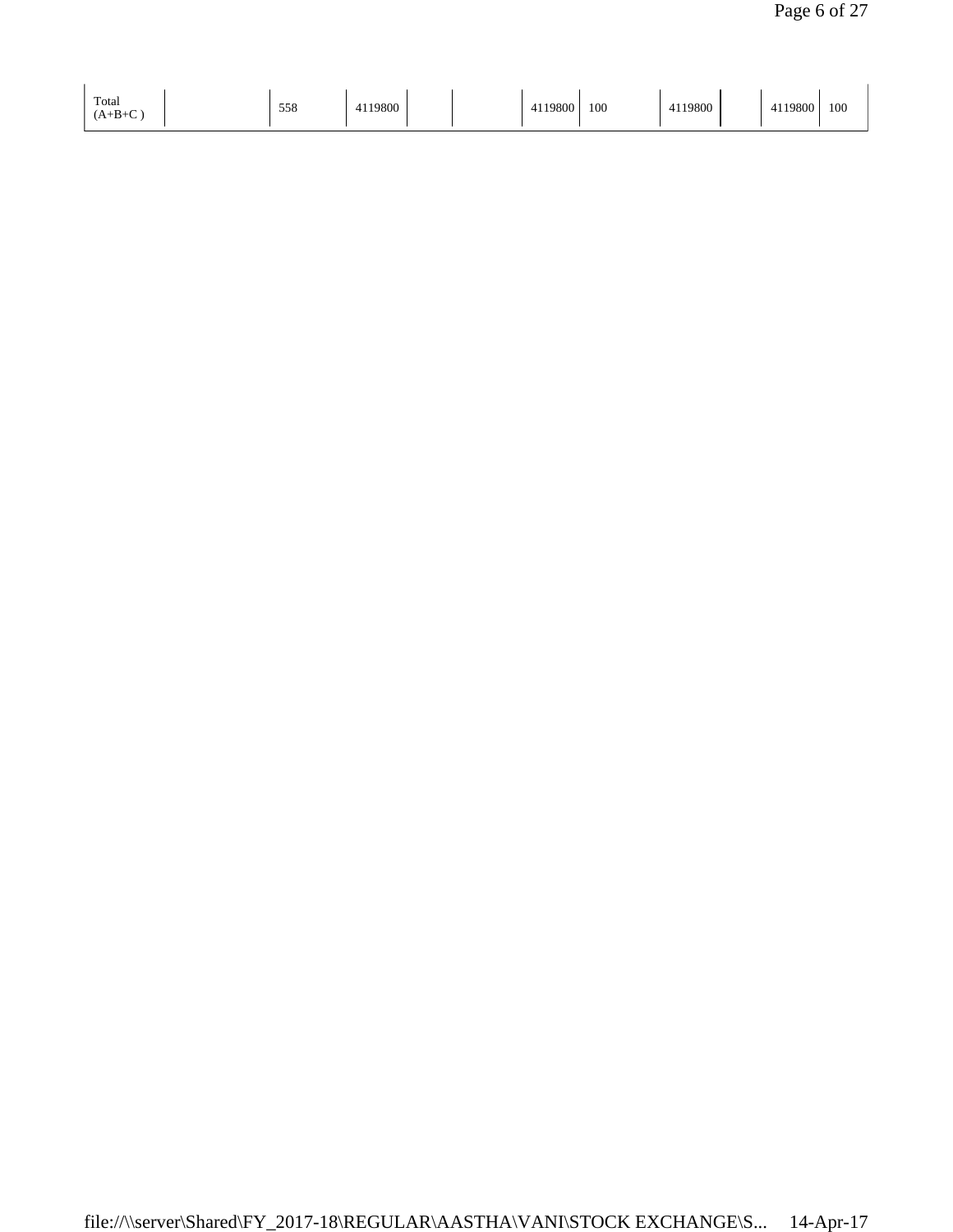| Total (A+B+C ) | | 558 | 4119800 | | | 4119800 | 100 | 4119800 | | 4119800 | 100 |
|---|---|---|---|---|---|---|---|---|---|---|---|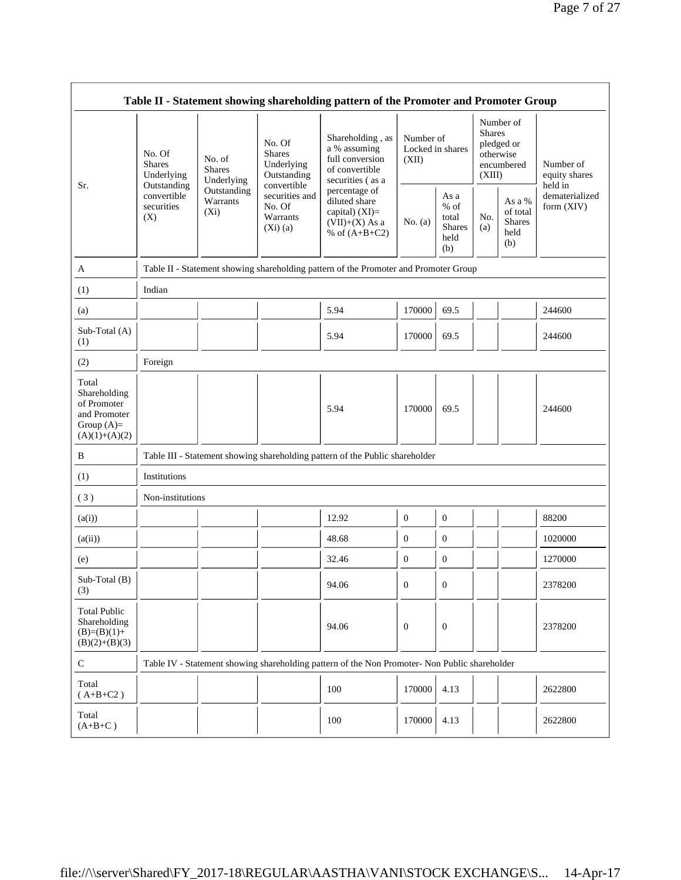| Table II - Statement showing shareholding pattern of the Promoter and Promoter Group | | | | | | | | | |
|---|---|---|---|---|---|---|---|---|---|
| Sr. | No. Of Shares Underlying Outstanding convertible securities (X) | No. of Shares Underlying Outstanding Warrants (Xi) | No. Of Shares Underlying Outstanding convertible securities and No. Of Warrants (Xi) (a) | Shareholding , as a % assuming full conversion of convertible securities ( as a percentage of diluted share capital) (XI)= (VII)+(X) As a % of (A+B+C2) | Number of Locked in shares (XII) | | Number of Shares pledged or otherwise encumbered (XIII) | | Number of equity shares held in dematerialized form (XIV) |
| | | | | | No. (a) | As a % of total Shares held (b) | No. (a) | As a % of total Shares held (b) | |
| A | Table II - Statement showing shareholding pattern of the Promoter and Promoter Group | | | | | | | | |
| (1) | Indian | | | | | | | | |
| (a) | | | | 5.94 | 170000 | 69.5 | | | 244600 |
| Sub-Total (A) (1) | | | | 5.94 | 170000 | 69.5 | | | 244600 |
| (2) | Foreign | | | | | | | | |
| Total Shareholding of Promoter and Promoter Group (A)=(A)(1)+(A)(2) | | | | 5.94 | 170000 | 69.5 | | | 244600 |
| B | Table III - Statement showing shareholding pattern of the Public shareholder | | | | | | | | |
| (1) | Institutions | | | | | | | | |
| ( 3 ) | Non-institutions | | | | | | | | |
| (a(i)) | | | | 12.92 | 0 | 0 | | | 88200 |
| (a(ii)) | | | | 48.68 | 0 | 0 | | | 1020000 |
| (e) | | | | 32.46 | 0 | 0 | | | 1270000 |
| Sub-Total (B) (3) | | | | 94.06 | 0 | 0 | | | 2378200 |
| Total Public Shareholding (B)=(B)(1)+(B)(2)+(B)(3) | | | | 94.06 | 0 | 0 | | | 2378200 |
| C | Table IV - Statement showing shareholding pattern of the Non Promoter- Non Public shareholder | | | | | | | | |
| Total ( A+B+C2 ) | | | | 100 | 170000 | 4.13 | | | 2622800 |
| Total (A+B+C ) | | | | 100 | 170000 | 4.13 | | | 2622800 |

file:///\\server\Shared\FY_2017-18\REGULAR\AASTHA\VANI\STOCK EXCHANGE\S... 14-Apr-17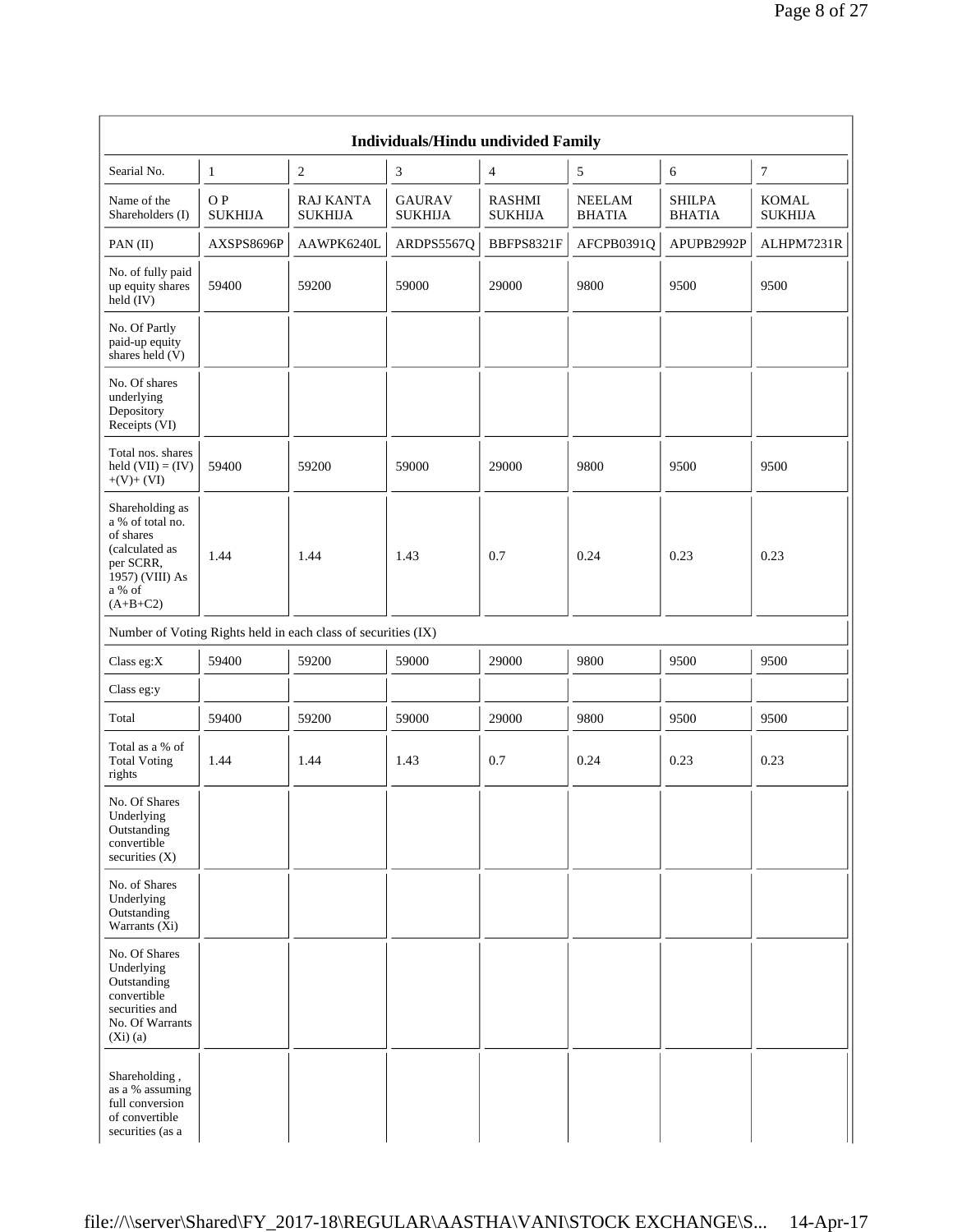| Individuals/Hindu undivided Family | | | | | | | |
|---|---|---|---|---|---|---|---|
| Searial No. | 1 | 2 | 3 | 4 | 5 | 6 | 7 |
| Name of the Shareholders (I) | O P SUKHIJA | RAJ KANTA SUKHIJA | GAURAV SUKHIJA | RASHMI SUKHIJA | NEELAM BHATIA | SHILPA BHATIA | KOMAL SUKHIJA |
| PAN (II) | AXSPS8696P | AAWPK6240L | ARDPS5567Q | BBFPS8321F | AFCPB0391Q | APUPB2992P | ALHPM7231R |
| No. of fully paid up equity shares held (IV) | 59400 | 59200 | 59000 | 29000 | 9800 | 9500 | 9500 |
| No. Of Partly paid-up equity shares held (V) | | | | | | | |
| No. Of shares underlying Depository Receipts (VI) | | | | | | | |
| Total nos. shares held (VII) = (IV) +(V)+ (VI) | 59400 | 59200 | 59000 | 29000 | 9800 | 9500 | 9500 |
| Shareholding as a % of total no. of shares (calculated as per SCRR, 1957) (VIII) As a % of (A+B+C2) | 1.44 | 1.44 | 1.43 | 0.7 | 0.24 | 0.23 | 0.23 |
| Number of Voting Rights held in each class of securities (IX) | | | | | | | |
| Class eg:X | 59400 | 59200 | 59000 | 29000 | 9800 | 9500 | 9500 |
| Class eg:y | | | | | | | |
| Total | 59400 | 59200 | 59000 | 29000 | 9800 | 9500 | 9500 |
| Total as a % of Total Voting rights | 1.44 | 1.44 | 1.43 | 0.7 | 0.24 | 0.23 | 0.23 |
| No. Of Shares Underlying Outstanding convertible securities (X) | | | | | | | |
| No. of Shares Underlying Outstanding Warrants (Xi) | | | | | | | |
| No. Of Shares Underlying Outstanding convertible securities and No. Of Warrants (Xi) (a) | | | | | | | |
| Shareholding , as a % assuming full conversion of convertible securities (as a | | | | | | | |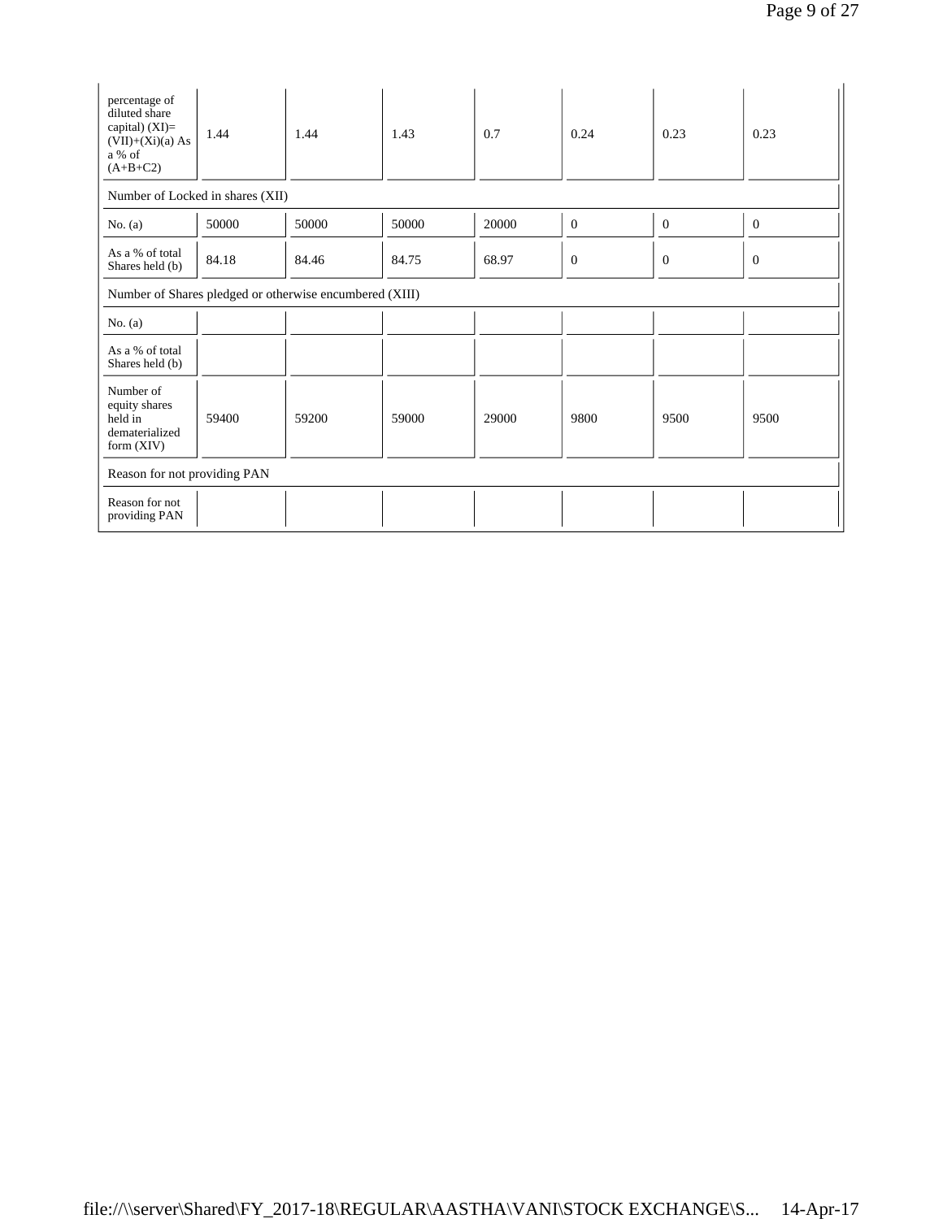| percentage of diluted share capital) (XI)= (VII)+(Xi)(a) As a % of (A+B+C2) | 1.44 | 1.44 | 1.43 | 0.7 | 0.24 | 0.23 | 0.23 |
|---|---|---|---|---|---|---|---|
| Number of Locked in shares (XII) | | | | | | | |
| No. (a) | 50000 | 50000 | 50000 | 20000 | 0 | 0 | 0 |
| As a % of total Shares held (b) | 84.18 | 84.46 | 84.75 | 68.97 | 0 | 0 | 0 |
| Number of Shares pledged or otherwise encumbered (XIII) | | | | | | | |
| No. (a) | | | | | | | |
| As a % of total Shares held (b) | | | | | | | |
| Number of equity shares held in dematerialized form (XIV) | 59400 | 59200 | 59000 | 29000 | 9800 | 9500 | 9500 |
| Reason for not providing PAN | | | | | | | |
| Reason for not providing PAN | | | | | | | |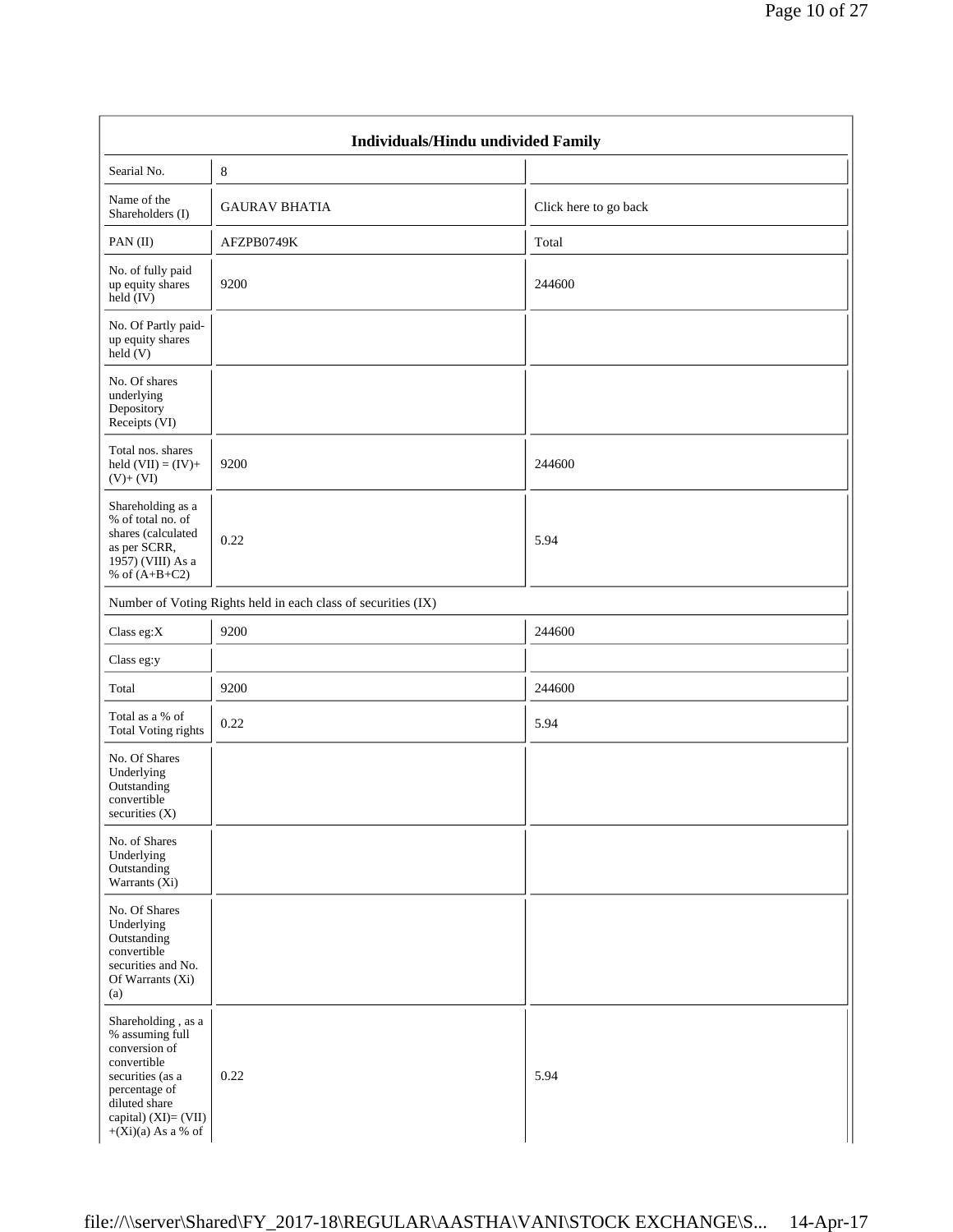| Individuals/Hindu undivided Family | | |
|---|---|---|
| Searial No. | 8 | |
| Name of the Shareholders (I) | GAURAV BHATIA | Click here to go back |
| PAN (II) | AFZPB0749K | Total |
| No. of fully paid up equity shares held (IV) | 9200 | 244600 |
| No. Of Partly paid-up equity shares held (V) | | |
| No. Of shares underlying Depository Receipts (VI) | | |
| Total nos. shares held (VII) = (IV)+ (V)+ (VI) | 9200 | 244600 |
| Shareholding as a % of total no. of shares (calculated as per SCRR, 1957) (VIII) As a % of (A+B+C2) | 0.22 | 5.94 |
| Number of Voting Rights held in each class of securities (IX) | | |
| Class eg:X | 9200 | 244600 |
| Class eg:y | | |
| Total | 9200 | 244600 |
| Total as a % of Total Voting rights | 0.22 | 5.94 |
| No. Of Shares Underlying Outstanding convertible securities (X) | | |
| No. of Shares Underlying Outstanding Warrants (Xi) | | |
| No. Of Shares Underlying Outstanding convertible securities and No. Of Warrants (Xi) (a) | | |
| Shareholding , as a % assuming full conversion of convertible securities (as a percentage of diluted share capital) (XI)= (VII) +(Xi)(a) As a % of | 0.22 | 5.94 |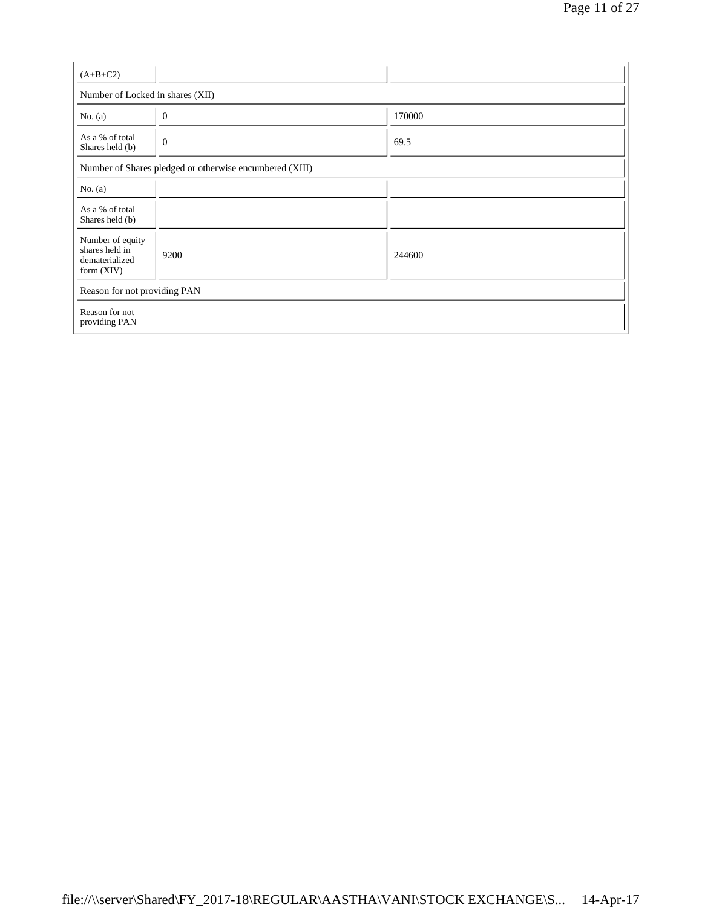| (A+B+C2) | | |
|---|---|---|
| Number of Locked in shares (XII) | | |
| No. (a) | 0 | 170000 |
| As a % of total Shares held (b) | 0 | 69.5 |
| Number of Shares pledged or otherwise encumbered (XIII) | | |
| No. (a) | | |
| As a % of total Shares held (b) | | |
| Number of equity shares held in dematerialized form (XIV) | 9200 | 244600 |
| Reason for not providing PAN | | |
| Reason for not providing PAN | | |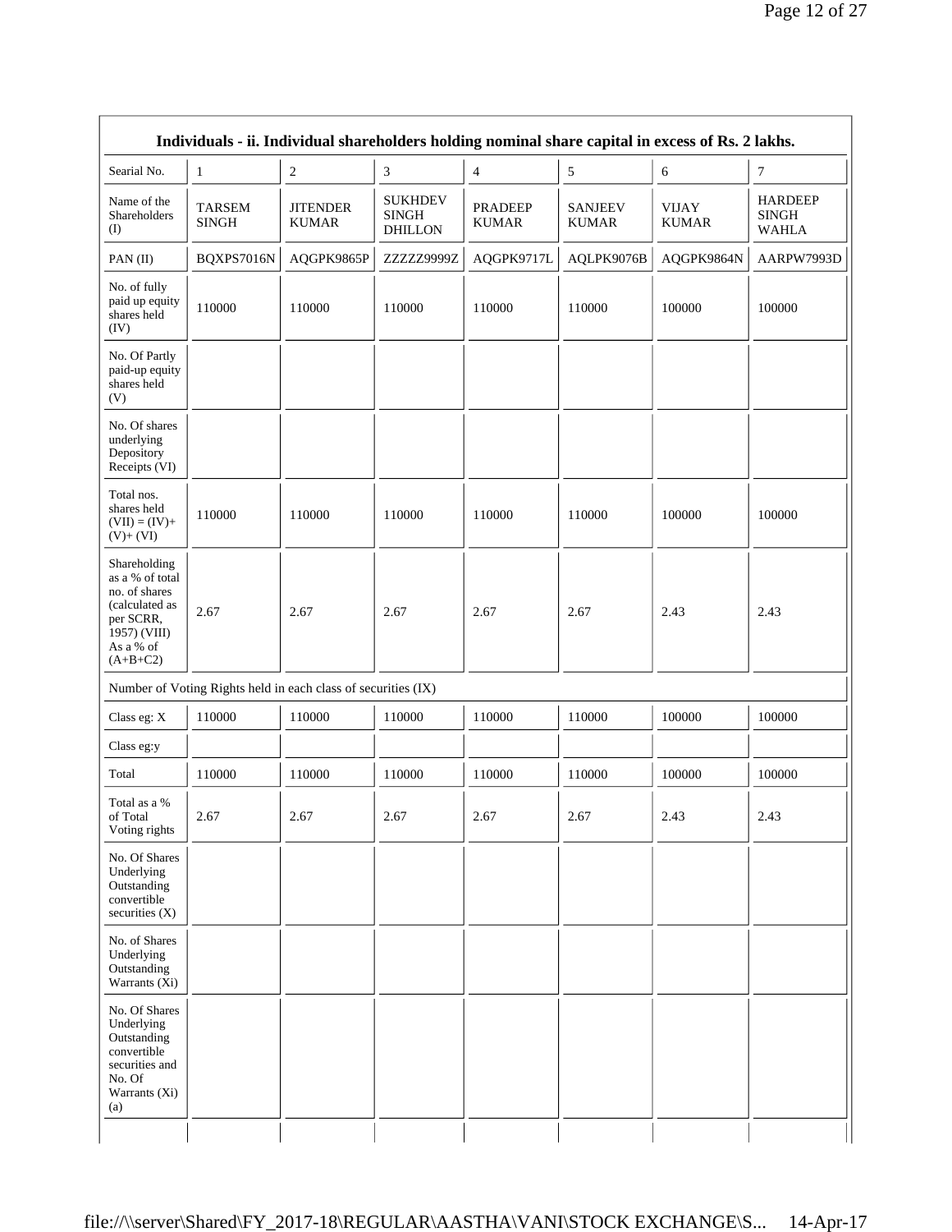| Individuals - ii. Individual shareholders holding nominal share capital in excess of Rs. 2 lakhs. | | | | | | | |
|---|---|---|---|---|---|---|---|
| Searial No. | 1 | 2 | 3 | 4 | 5 | 6 | 7 |
| Name of the Shareholders (I) | TARSEM SINGH | JITENDER KUMAR | SUKHDEV SINGH DHILLON | PRADEEP KUMAR | SANJEEV KUMAR | VIJAY KUMAR | HARDEEP SINGH WAHLA |
| PAN (II) | BQXPS7016N | AQGPK9865P | ZZZZZ9999Z | AQGPK9717L | AQLPK9076B | AQGPK9864N | AARPW7993D |
| No. of fully paid up equity shares held (IV) | 110000 | 110000 | 110000 | 110000 | 110000 | 100000 | 100000 |
| No. Of Partly paid-up equity shares held (V) | | | | | | | |
| No. Of shares underlying Depository Receipts (VI) | | | | | | | |
| Total nos. shares held (VII) = (IV)+ (V)+ (VI) | 110000 | 110000 | 110000 | 110000 | 110000 | 100000 | 100000 |
| Shareholding as a % of total no. of shares (calculated as per SCRR, 1957) (VIII) As a % of (A+B+C2) | 2.67 | 2.67 | 2.67 | 2.67 | 2.67 | 2.43 | 2.43 |
| Number of Voting Rights held in each class of securities (IX) | | | | | | | |
| Class eg: X | 110000 | 110000 | 110000 | 110000 | 110000 | 100000 | 100000 |
| Class eg:y | | | | | | | |
| Total | 110000 | 110000 | 110000 | 110000 | 110000 | 100000 | 100000 |
| Total as a % of Total Voting rights | 2.67 | 2.67 | 2.67 | 2.67 | 2.67 | 2.43 | 2.43 |
| No. Of Shares Underlying Outstanding convertible securities (X) | | | | | | | |
| No. of Shares Underlying Outstanding Warrants (Xi) | | | | | | | |
| No. Of Shares Underlying Outstanding convertible securities and No. Of Warrants (Xi) (a) | | | | | | | |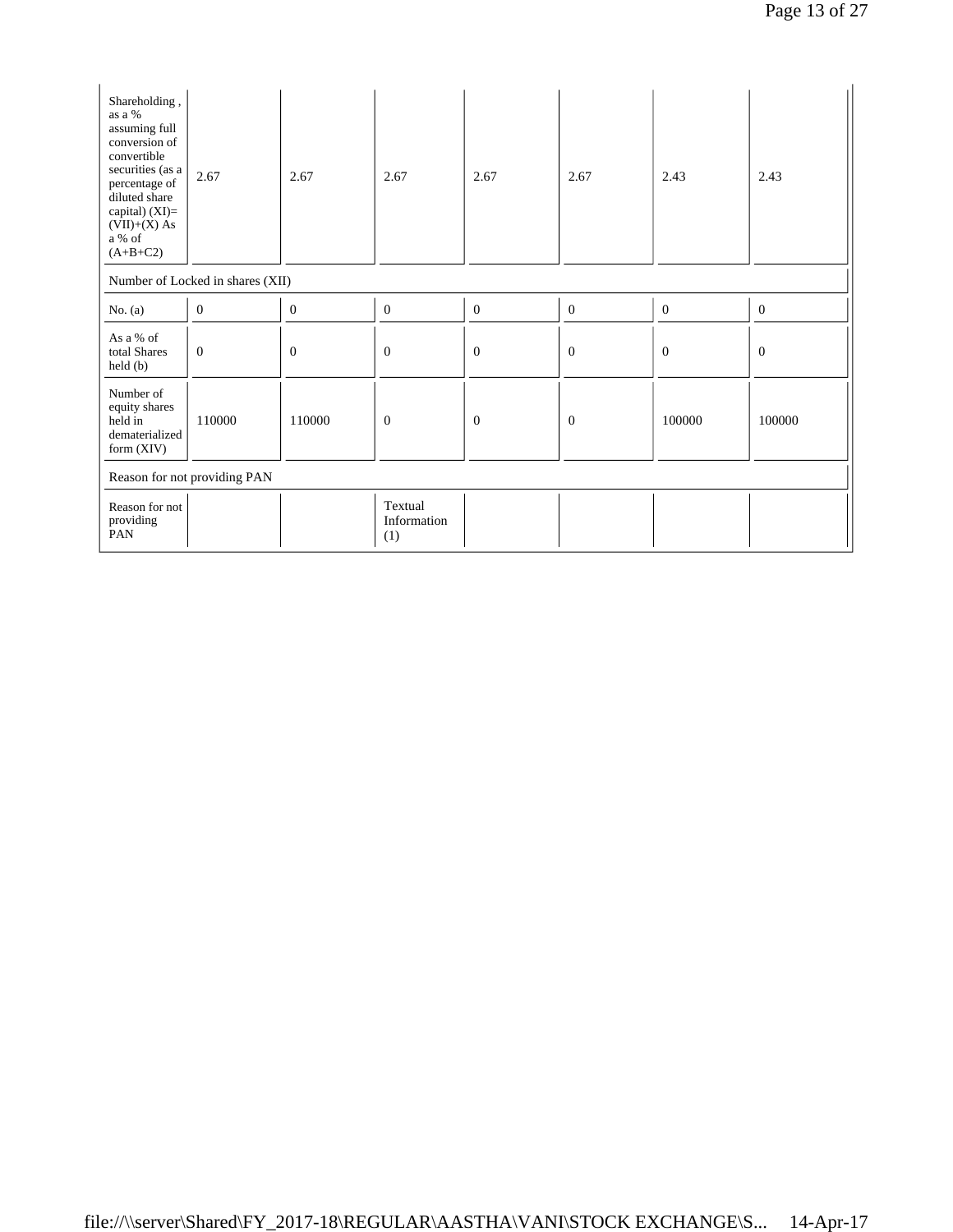| | | | | | | | |
|---|---|---|---|---|---|---|---|
| Shareholding , as a % assuming full conversion of convertible securities (as a percentage of diluted share capital) (XI)= (VII)+(X) As a % of (A+B+C2) | 2.67 | 2.67 | 2.67 | 2.67 | 2.67 | 2.43 | 2.43 |
| Number of Locked in shares (XII) | | | | | | | |
| No. (a) | 0 | 0 | 0 | 0 | 0 | 0 | 0 |
| As a % of total Shares held (b) | 0 | 0 | 0 | 0 | 0 | 0 | 0 |
| Number of equity shares held in dematerialized form (XIV) | 110000 | 110000 | 0 | 0 | 0 | 100000 | 100000 |
| Reason for not providing PAN | | | | | | | |
| Reason for not providing PAN | | | Textual Information (1) | | | | |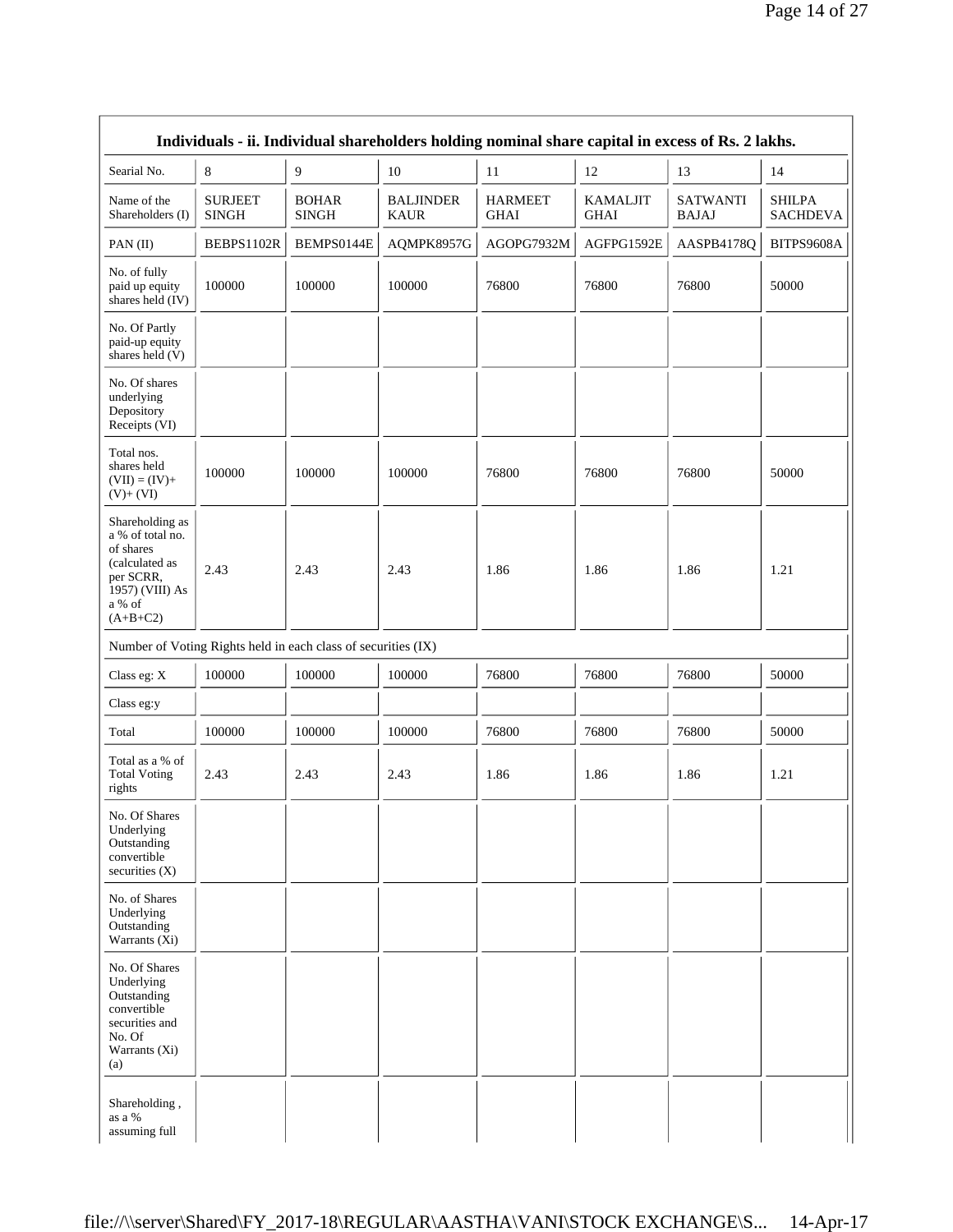| Individuals - ii. Individual shareholders holding nominal share capital in excess of Rs. 2 lakhs. | | | | | | | |
|---|---|---|---|---|---|---|---|
| Searial No. | 8 | 9 | 10 | 11 | 12 | 13 | 14 |
| Name of the Shareholders (I) | SURJEET SINGH | BOHAR SINGH | BALJINDER KAUR | HARMEET GHAI | KAMALJIT GHAI | SATWANTI BAJAJ | SHILPA SACHDEVA |
| PAN (II) | BEBPS1102R | BEMPS0144E | AQMPK8957G | AGOPG7932M | AGFPG1592E | AASPB4178Q | BITPS9608A |
| No. of fully paid up equity shares held (IV) | 100000 | 100000 | 100000 | 76800 | 76800 | 76800 | 50000 |
| No. Of Partly paid-up equity shares held (V) | | | | | | | |
| No. Of shares underlying Depository Receipts (VI) | | | | | | | |
| Total nos. shares held (VII) = (IV)+ (V)+ (VI) | 100000 | 100000 | 100000 | 76800 | 76800 | 76800 | 50000 |
| Shareholding as a % of total no. of shares (calculated as per SCRR, 1957) (VIII) As a % of (A+B+C2) | 2.43 | 2.43 | 2.43 | 1.86 | 1.86 | 1.86 | 1.21 |
| Number of Voting Rights held in each class of securities (IX) | | | | | | | |
| Class eg: X | 100000 | 100000 | 100000 | 76800 | 76800 | 76800 | 50000 |
| Class eg:y | | | | | | | |
| Total | 100000 | 100000 | 100000 | 76800 | 76800 | 76800 | 50000 |
| Total as a % of Total Voting rights | 2.43 | 2.43 | 2.43 | 1.86 | 1.86 | 1.86 | 1.21 |
| No. Of Shares Underlying Outstanding convertible securities (X) | | | | | | | |
| No. of Shares Underlying Outstanding Warrants (Xi) | | | | | | | |
| No. Of Shares Underlying Outstanding convertible securities and No. Of Warrants (Xi) (a) | | | | | | | |
| Shareholding , as a % assuming full | | | | | | | |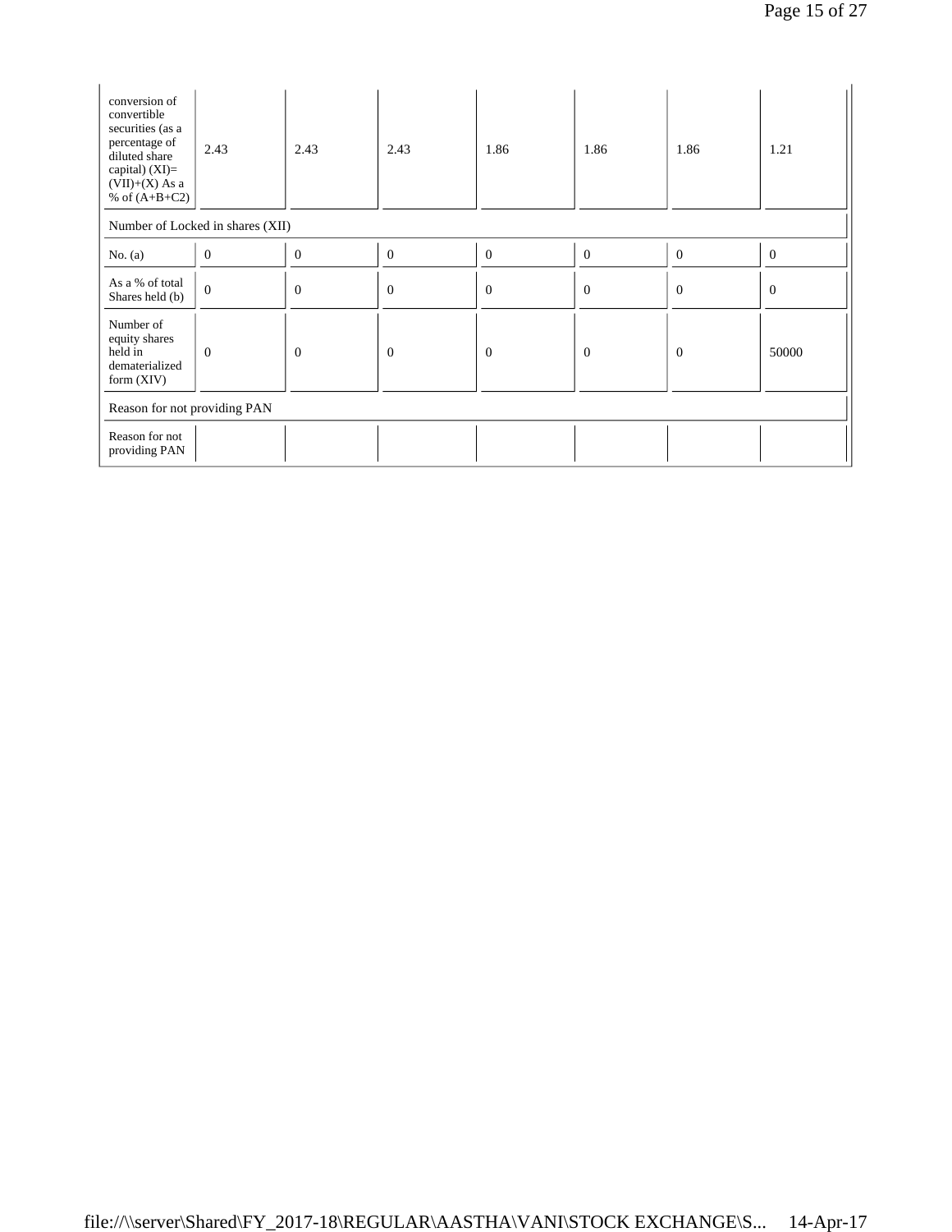| conversion of convertible securities (as a percentage of diluted share capital) (XI)= (VII)+(X) As a % of (A+B+C2) | 2.43 | 2.43 | 2.43 | 1.86 | 1.86 | 1.86 | 1.21 |
|---|---|---|---|---|---|---|---|
| Number of Locked in shares (XII) | | | | | | | |
| No. (a) | 0 | 0 | 0 | 0 | 0 | 0 | 0 |
| As a % of total Shares held (b) | 0 | 0 | 0 | 0 | 0 | 0 | 0 |
| Number of equity shares held in dematerialized form (XIV) | 0 | 0 | 0 | 0 | 0 | 0 | 50000 |
| Reason for not providing PAN | | | | | | | |
| Reason for not providing PAN | | | | | | | |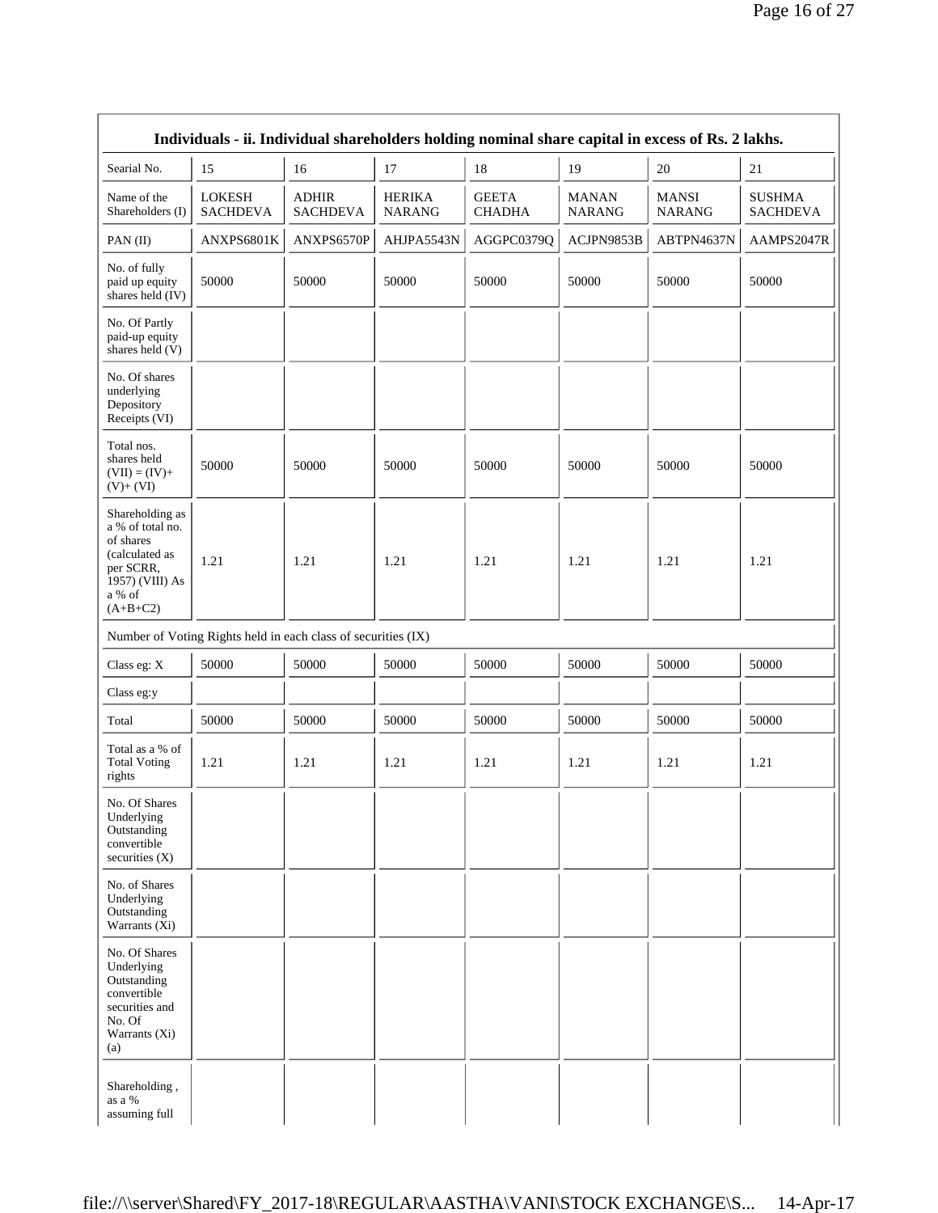| Individuals - ii. Individual shareholders holding nominal share capital in excess of Rs. 2 lakhs. | | | | | | | |
|---|---|---|---|---|---|---|---|
| Searial No. | 15 | 16 | 17 | 18 | 19 | 20 | 21 |
| Name of the Shareholders (I) | LOKESH SACHDEVA | ADHIR SACHDEVA | HERIKA NARANG | GEETA CHADHA | MANAN NARANG | MANSI NARANG | SUSHMA SACHDEVA |
| PAN (II) | ANXPS6801K | ANXPS6570P | AHJPA5543N | AGGPC0379Q | ACJPN9853B | ABTPN4637N | AAMPS2047R |
| No. of fully paid up equity shares held (IV) | 50000 | 50000 | 50000 | 50000 | 50000 | 50000 | 50000 |
| No. Of Partly paid-up equity shares held (V) | | | | | | | |
| No. Of shares underlying Depository Receipts (VI) | | | | | | | |
| Total nos. shares held (VII) = (IV)+ (V)+ (VI) | 50000 | 50000 | 50000 | 50000 | 50000 | 50000 | 50000 |
| Shareholding as a % of total no. of shares (calculated as per SCRR, 1957) (VIII) As a % of (A+B+C2) | 1.21 | 1.21 | 1.21 | 1.21 | 1.21 | 1.21 | 1.21 |
| Number of Voting Rights held in each class of securities (IX) | | | | | | | |
| Class eg: X | 50000 | 50000 | 50000 | 50000 | 50000 | 50000 | 50000 |
| Class eg:y | | | | | | | |
| Total | 50000 | 50000 | 50000 | 50000 | 50000 | 50000 | 50000 |
| Total as a % of Total Voting rights | 1.21 | 1.21 | 1.21 | 1.21 | 1.21 | 1.21 | 1.21 |
| No. Of Shares Underlying Outstanding convertible securities (X) | | | | | | | |
| No. of Shares Underlying Outstanding Warrants (Xi) | | | | | | | |
| No. Of Shares Underlying Outstanding convertible securities and No. Of Warrants (Xi) (a) | | | | | | | |
| Shareholding , as a % assuming full | | | | | | | |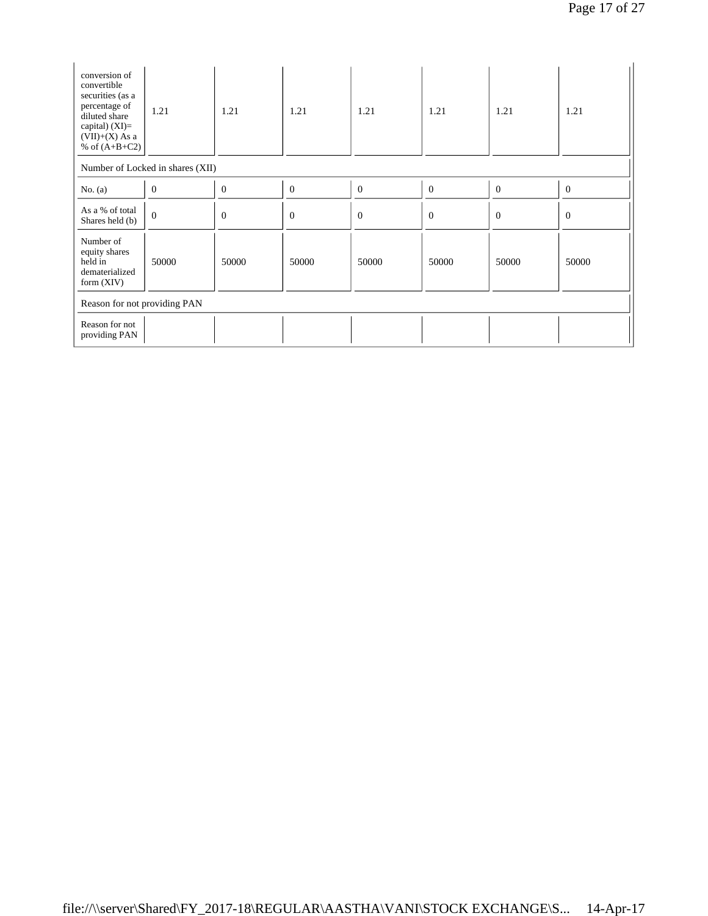| conversion of convertible securities (as a percentage of diluted share capital) (XI)= (VII)+(X) As a % of (A+B+C2) | 1.21 | 1.21 | 1.21 | 1.21 | 1.21 | 1.21 | 1.21 |
|---|---|---|---|---|---|---|---|
| Number of Locked in shares (XII) | | | | | | | |
| No. (a) | 0 | 0 | 0 | 0 | 0 | 0 | 0 |
| As a % of total Shares held (b) | 0 | 0 | 0 | 0 | 0 | 0 | 0 |
| Number of equity shares held in dematerialized form (XIV) | 50000 | 50000 | 50000 | 50000 | 50000 | 50000 | 50000 |
| Reason for not providing PAN | | | | | | | |
| Reason for not providing PAN | | | | | | | |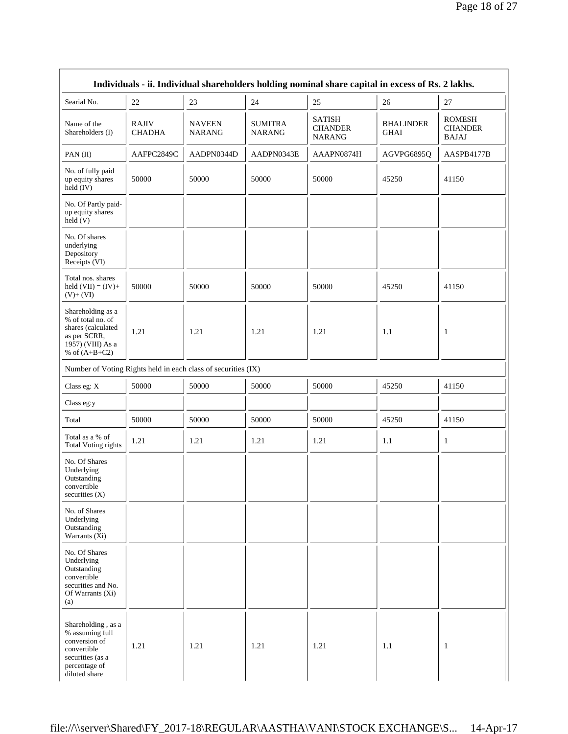| Individuals - ii. Individual shareholders holding nominal share capital in excess of Rs. 2 lakhs. | | | | | | |
|---|---|---|---|---|---|---|
| Searial No. | 22 | 23 | 24 | 25 | 26 | 27 |
| Name of the Shareholders (I) | RAJIV CHADHA | NAVEEN NARANG | SUMITRA NARANG | SATISH CHANDER NARANG | BHALINDER GHAI | ROMESH CHANDER BAJAJ |
| PAN (II) | AAFPC2849C | AADPN0344D | AADPN0343E | AAAPN0874H | AGVPG6895Q | AASPB4177B |
| No. of fully paid up equity shares held (IV) | 50000 | 50000 | 50000 | 50000 | 45250 | 41150 |
| No. Of Partly paid-up equity shares held (V) | | | | | | |
| No. Of shares underlying Depository Receipts (VI) | | | | | | |
| Total nos. shares held (VII) = (IV)+ (V)+ (VI) | 50000 | 50000 | 50000 | 50000 | 45250 | 41150 |
| Shareholding as a % of total no. of shares (calculated as per SCRR, 1957) (VIII) As a % of (A+B+C2) | 1.21 | 1.21 | 1.21 | 1.21 | 1.1 | 1 |
| Number of Voting Rights held in each class of securities (IX) | | | | | | |
| Class eg: X | 50000 | 50000 | 50000 | 50000 | 45250 | 41150 |
| Class eg:y | | | | | | |
| Total | 50000 | 50000 | 50000 | 50000 | 45250 | 41150 |
| Total as a % of Total Voting rights | 1.21 | 1.21 | 1.21 | 1.21 | 1.1 | 1 |
| No. Of Shares Underlying Outstanding convertible securities (X) | | | | | | |
| No. of Shares Underlying Outstanding Warrants (Xi) | | | | | | |
| No. Of Shares Underlying Outstanding convertible securities and No. Of Warrants (Xi) (a) | | | | | | |
| Shareholding , as a % assuming full conversion of convertible securities (as a percentage of diluted share | 1.21 | 1.21 | 1.21 | 1.21 | 1.1 | 1 |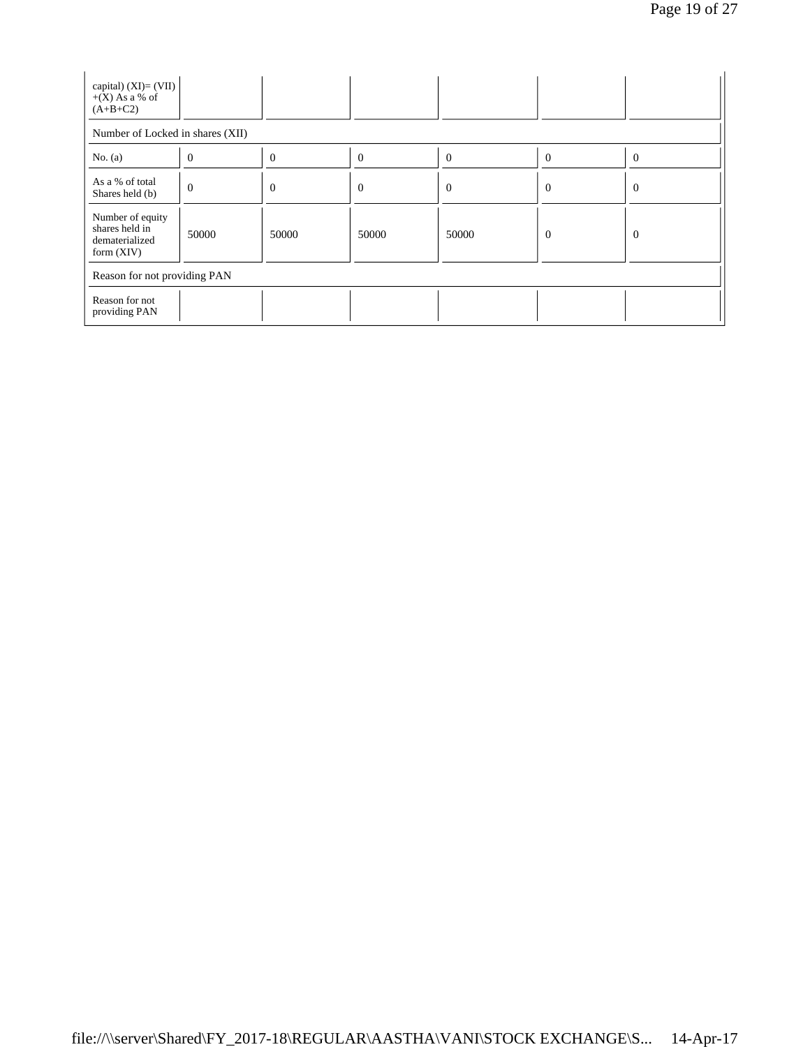| capital) (XI)= (VII) +(X) As a % of (A+B+C2) | | | | | | |
|---|---|---|---|---|---|---|
| Number of Locked in shares (XII) | | | | | | |
| No. (a) | 0 | 0 | 0 | 0 | 0 | 0 |
| As a % of total Shares held (b) | 0 | 0 | 0 | 0 | 0 | 0 |
| Number of equity shares held in dematerialized form (XIV) | 50000 | 50000 | 50000 | 50000 | 0 | 0 |
| Reason for not providing PAN | | | | | | |
| Reason for not providing PAN | | | | | | |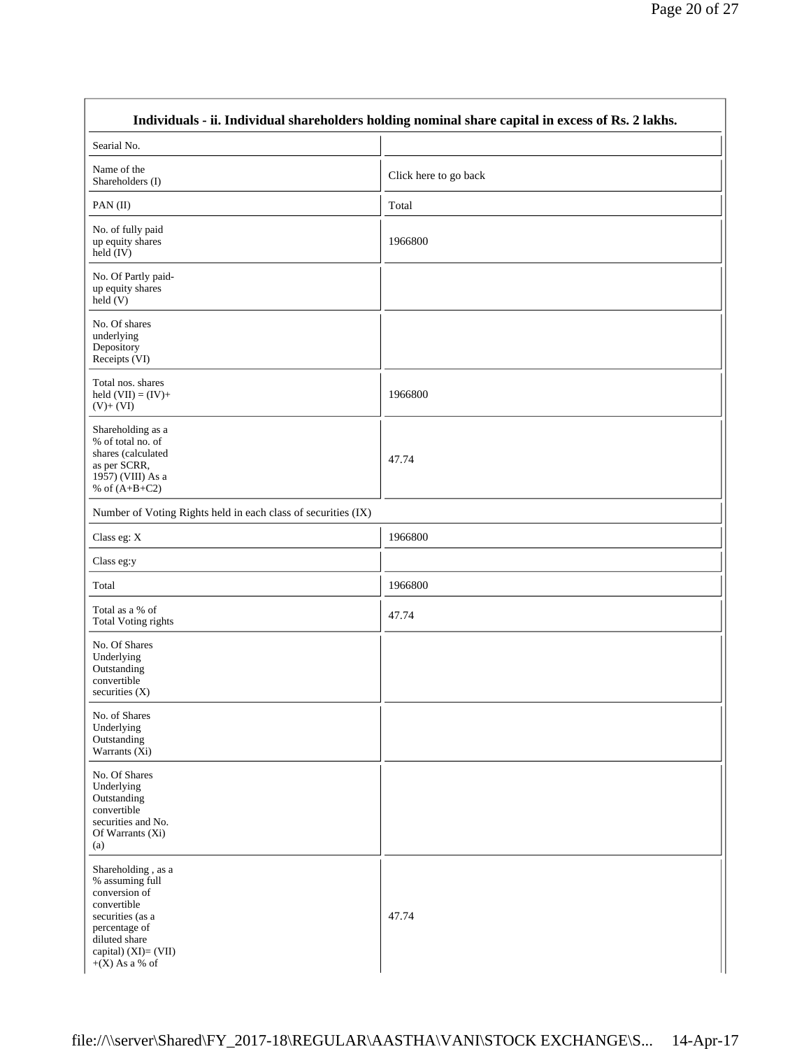| Individuals - ii. Individual shareholders holding nominal share capital in excess of Rs. 2 lakhs. | |
|---|---|
| Searial No. | |
| Name of the Shareholders (I) | Click here to go back |
| PAN (II) | Total |
| No. of fully paid up equity shares held (IV) | 1966800 |
| No. Of Partly paid-up equity shares held (V) | |
| No. Of shares underlying Depository Receipts (VI) | |
| Total nos. shares held (VII) = (IV)+ (V)+ (VI) | 1966800 |
| Shareholding as a % of total no. of shares (calculated as per SCRR, 1957) (VIII) As a % of (A+B+C2) | 47.74 |
| Number of Voting Rights held in each class of securities (IX) | |
| Class eg: X | 1966800 |
| Class eg:y | |
| Total | 1966800 |
| Total as a % of Total Voting rights | 47.74 |
| No. Of Shares Underlying Outstanding convertible securities (X) | |
| No. of Shares Underlying Outstanding Warrants (Xi) | |
| No. Of Shares Underlying Outstanding convertible securities and No. Of Warrants (Xi) (a) | |
| Shareholding , as a % assuming full conversion of convertible securities (as a percentage of diluted share capital) (XI)= (VII) +(X) As a % of | 47.74 |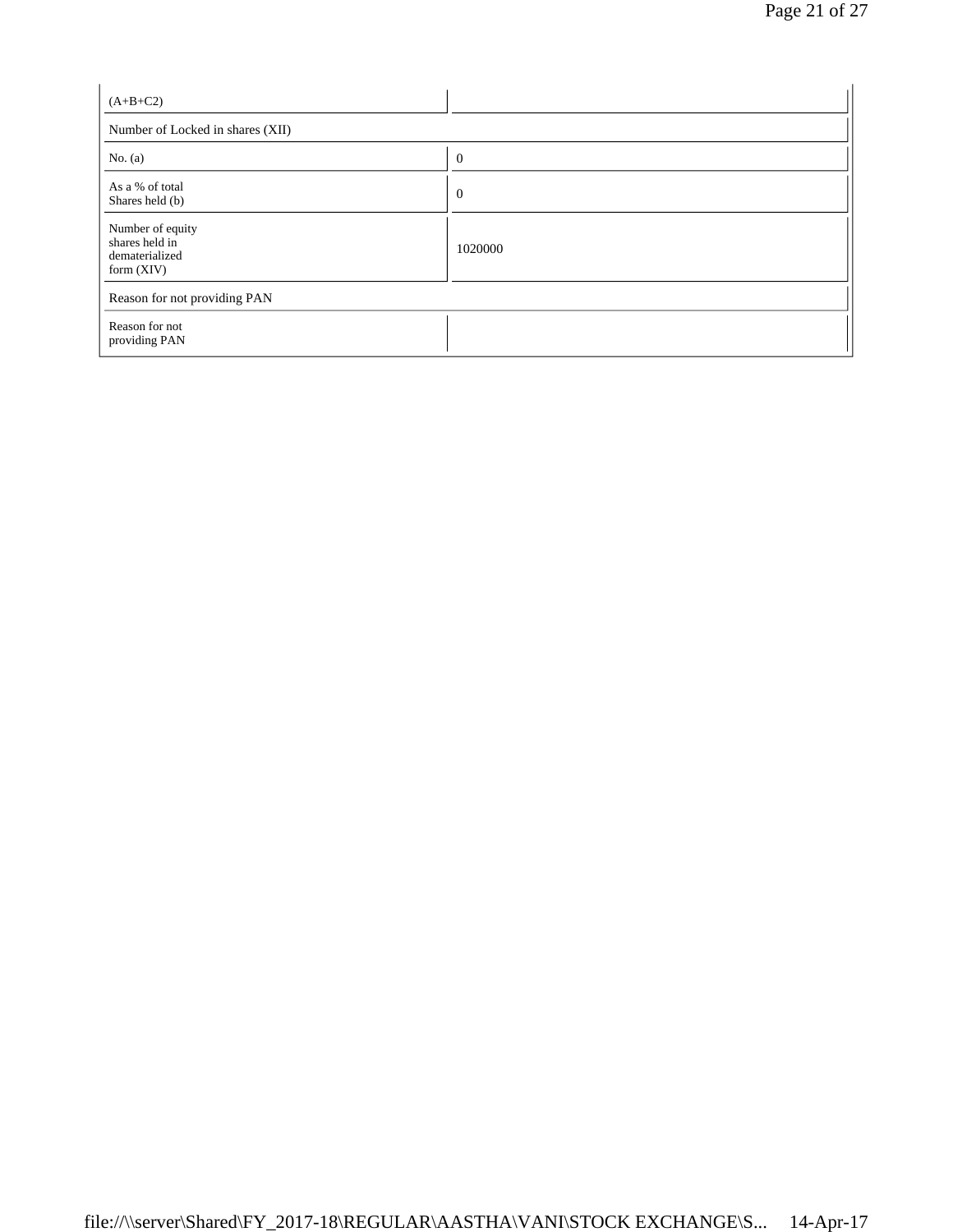| (A+B+C2) | |
|---|---|
| Number of Locked in shares (XII) | |
| No. (a) | 0 |
| As a % of total Shares held (b) | 0 |
| Number of equity shares held in dematerialized form (XIV) | 1020000 |
| Reason for not providing PAN | |
| Reason for not providing PAN | |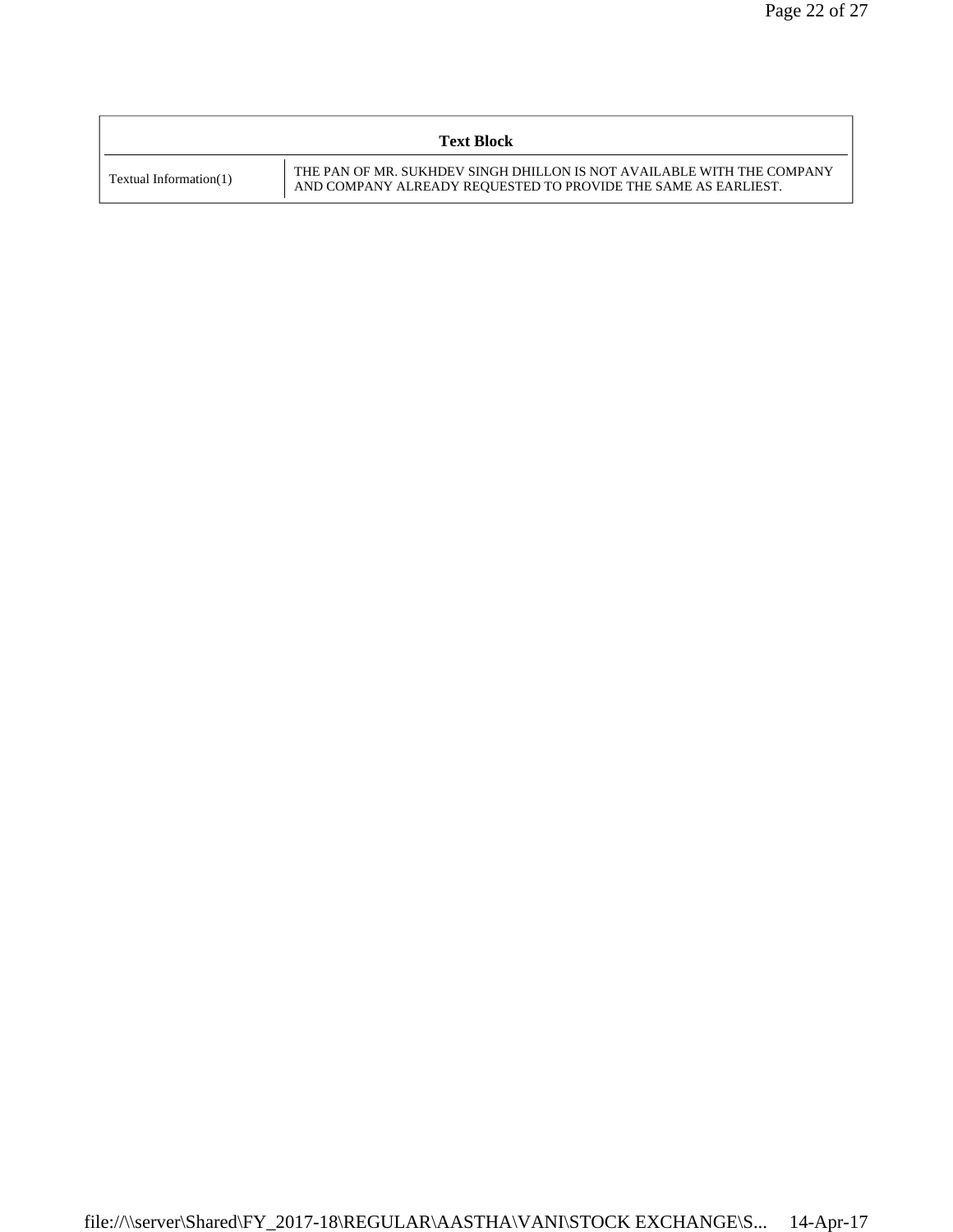| Text Block | |
|---|---|
| Textual Information(1) | THE PAN OF MR. SUKHDEV SINGH DHILLON IS NOT AVAILABLE WITH THE COMPANY AND COMPANY ALREADY REQUESTED TO PROVIDE THE SAME AS EARLIEST. |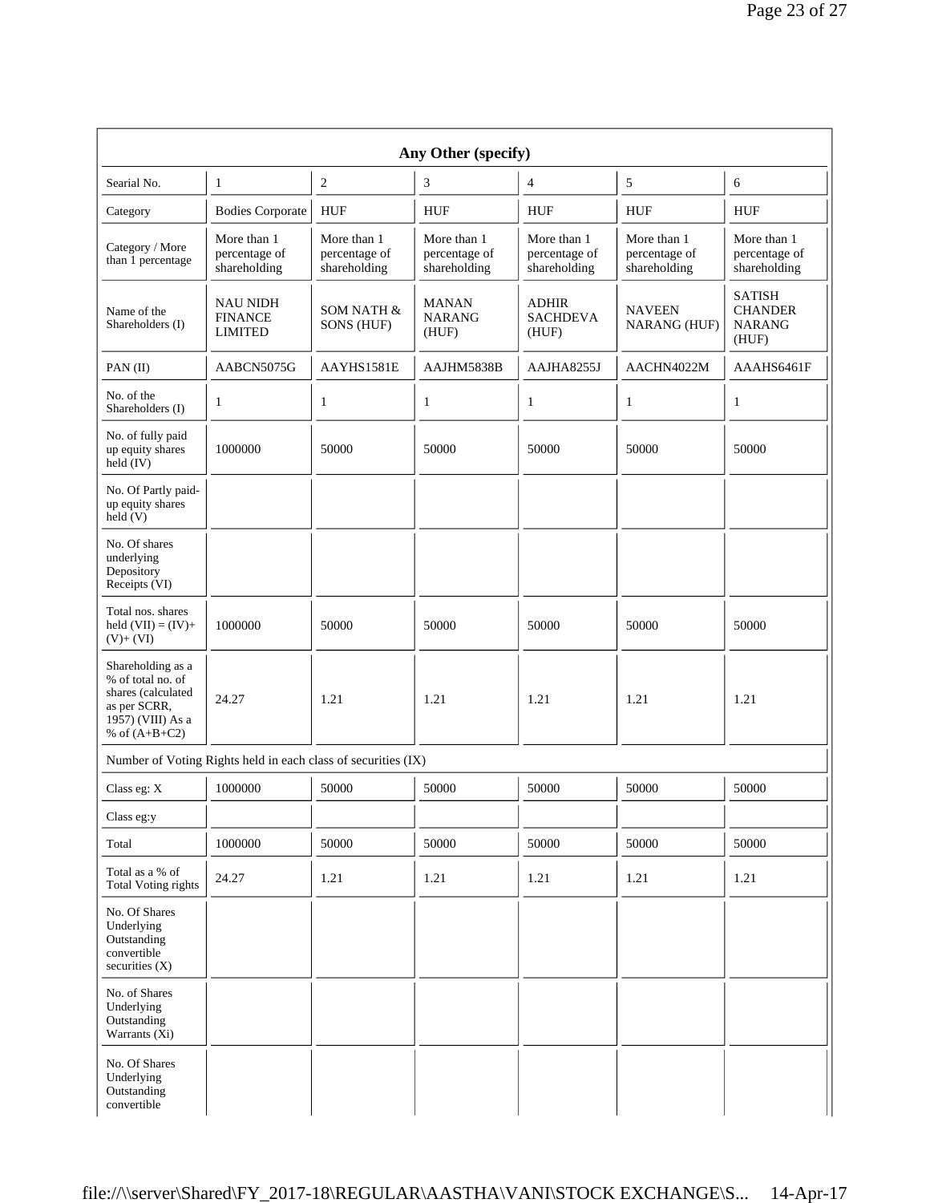| Any Other (specify) | | | | | | |
|---|---|---|---|---|---|---|
| Searial No. | 1 | 2 | 3 | 4 | 5 | 6 |
| Category | Bodies Corporate | HUF | HUF | HUF | HUF | HUF |
| Category / More than 1 percentage | More than 1 percentage of shareholding | More than 1 percentage of shareholding | More than 1 percentage of shareholding | More than 1 percentage of shareholding | More than 1 percentage of shareholding | More than 1 percentage of shareholding |
| Name of the Shareholders (I) | NAU NIDH FINANCE LIMITED | SOM NATH & SONS (HUF) | MANAN NARANG (HUF) | ADHIR SACHDEVA (HUF) | NAVEEN NARANG (HUF) | SATISH CHANDER NARANG (HUF) |
| PAN (II) | AABCN5075G | AAYHS1581E | AAJHM5838B | AAJHA8255J | AACHN4022M | AAAHS6461F |
| No. of the Shareholders (I) | 1 | 1 | 1 | 1 | 1 | 1 |
| No. of fully paid up equity shares held (IV) | 1000000 | 50000 | 50000 | 50000 | 50000 | 50000 |
| No. Of Partly paid-up equity shares held (V) | | | | | | |
| No. Of shares underlying Depository Receipts (VI) | | | | | | |
| Total nos. shares held (VII) = (IV)+ (V)+ (VI) | 1000000 | 50000 | 50000 | 50000 | 50000 | 50000 |
| Shareholding as a % of total no. of shares (calculated as per SCRR, 1957) (VIII) As a % of (A+B+C2) | 24.27 | 1.21 | 1.21 | 1.21 | 1.21 | 1.21 |
| Number of Voting Rights held in each class of securities (IX) | | | | | | |
| Class eg: X | 1000000 | 50000 | 50000 | 50000 | 50000 | 50000 |
| Class eg:y | | | | | | |
| Total | 1000000 | 50000 | 50000 | 50000 | 50000 | 50000 |
| Total as a % of Total Voting rights | 24.27 | 1.21 | 1.21 | 1.21 | 1.21 | 1.21 |
| No. Of Shares Underlying Outstanding convertible securities (X) | | | | | | |
| No. of Shares Underlying Outstanding Warrants (Xi) | | | | | | |
| No. Of Shares Underlying Outstanding convertible | | | | | | |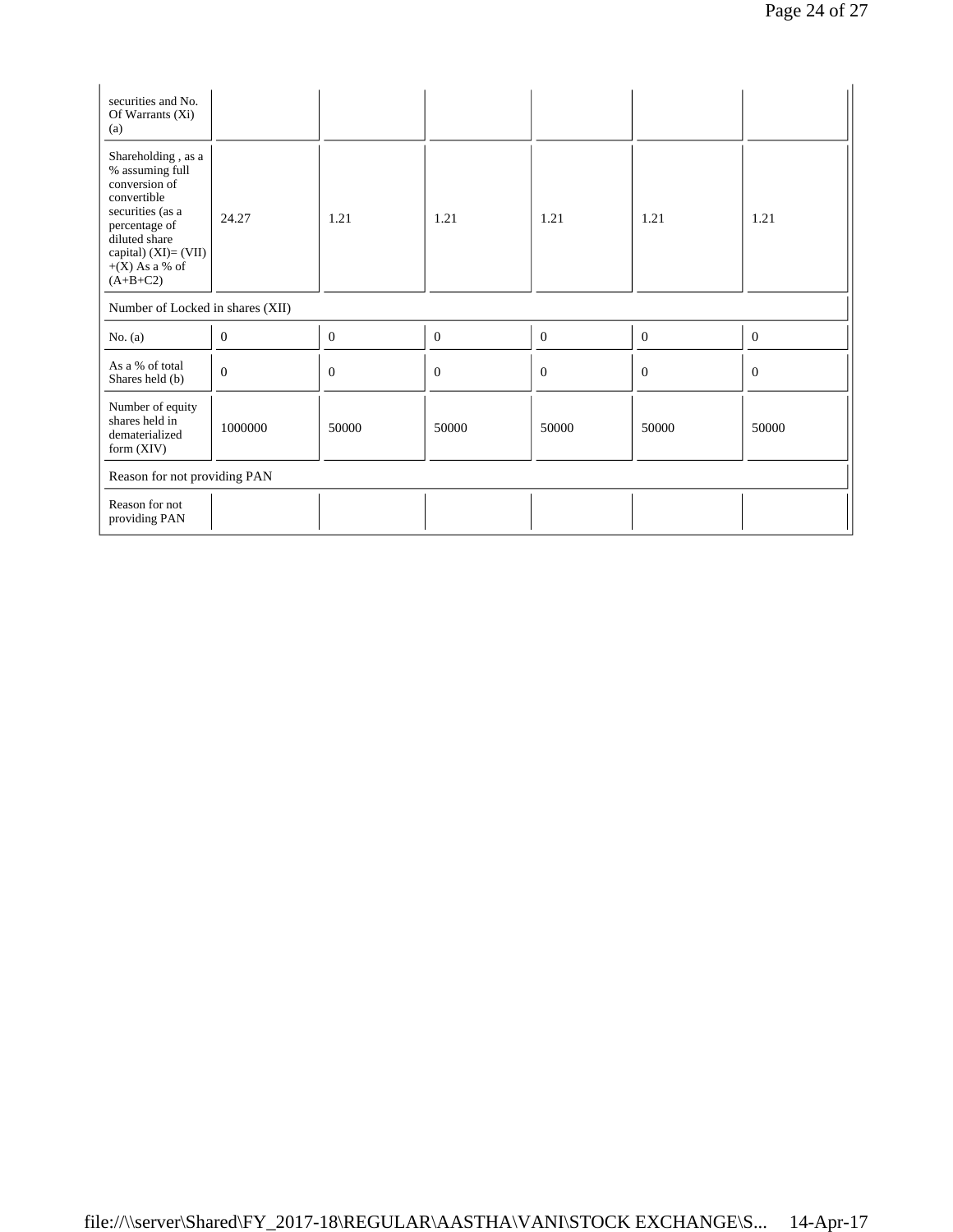| securities and No. Of Warrants (Xi) (a) | | | | | | |
|---|---|---|---|---|---|---|
| Shareholding , as a % assuming full conversion of convertible securities (as a percentage of diluted share capital) (XI)= (VII) +(X) As a % of (A+B+C2) | 24.27 | 1.21 | 1.21 | 1.21 | 1.21 | 1.21 |
| Number of Locked in shares (XII) | | | | | | |
| No. (a) | 0 | 0 | 0 | 0 | 0 | 0 |
| As a % of total Shares held (b) | 0 | 0 | 0 | 0 | 0 | 0 |
| Number of equity shares held in dematerialized form (XIV) | 1000000 | 50000 | 50000 | 50000 | 50000 | 50000 |
| Reason for not providing PAN | | | | | | |
| Reason for not providing PAN | | | | | | |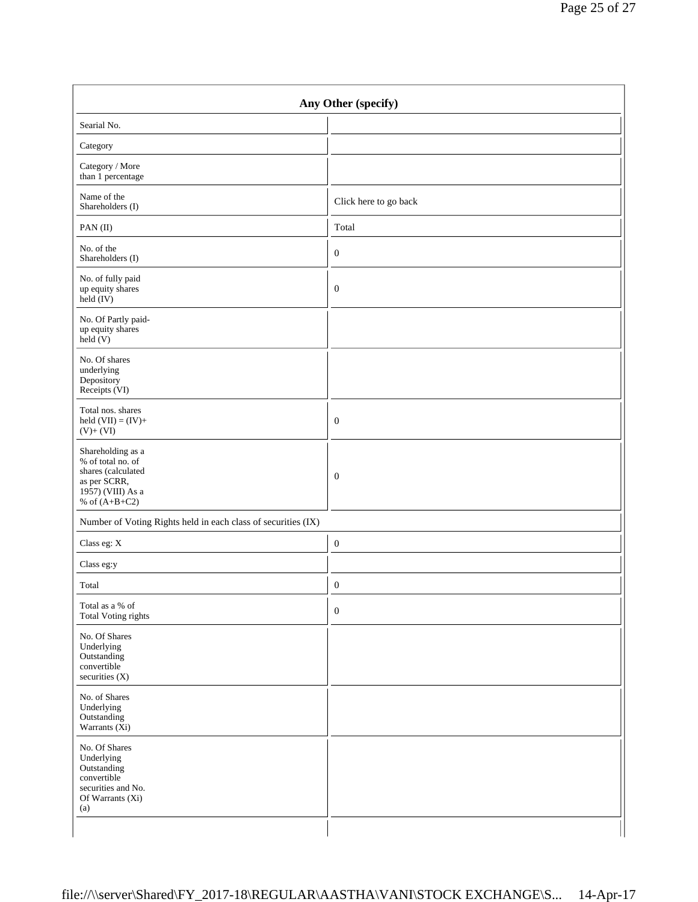| Any Other (specify) | |
|---|---|
| Searial No. | |
| Category | |
| Category / More than 1 percentage | |
| Name of the Shareholders (I) | Click here to go back |
| PAN (II) | Total |
| No. of the Shareholders (I) | 0 |
| No. of fully paid up equity shares held (IV) | 0 |
| No. Of Partly paid-up equity shares held (V) | |
| No. Of shares underlying Depository Receipts (VI) | |
| Total nos. shares held (VII) = (IV)+(V)+ (VI) | 0 |
| Shareholding as a % of total no. of shares (calculated as per SCRR, 1957) (VIII) As a % of (A+B+C2) | 0 |
| Number of Voting Rights held in each class of securities (IX) | |
| Class eg: X | 0 |
| Class eg:y | |
| Total | 0 |
| Total as a % of Total Voting rights | 0 |
| No. Of Shares Underlying Outstanding convertible securities (X) | |
| No. of Shares Underlying Outstanding Warrants (Xi) | |
| No. Of Shares Underlying Outstanding convertible securities and No. Of Warrants (Xi) (a) | |
| | |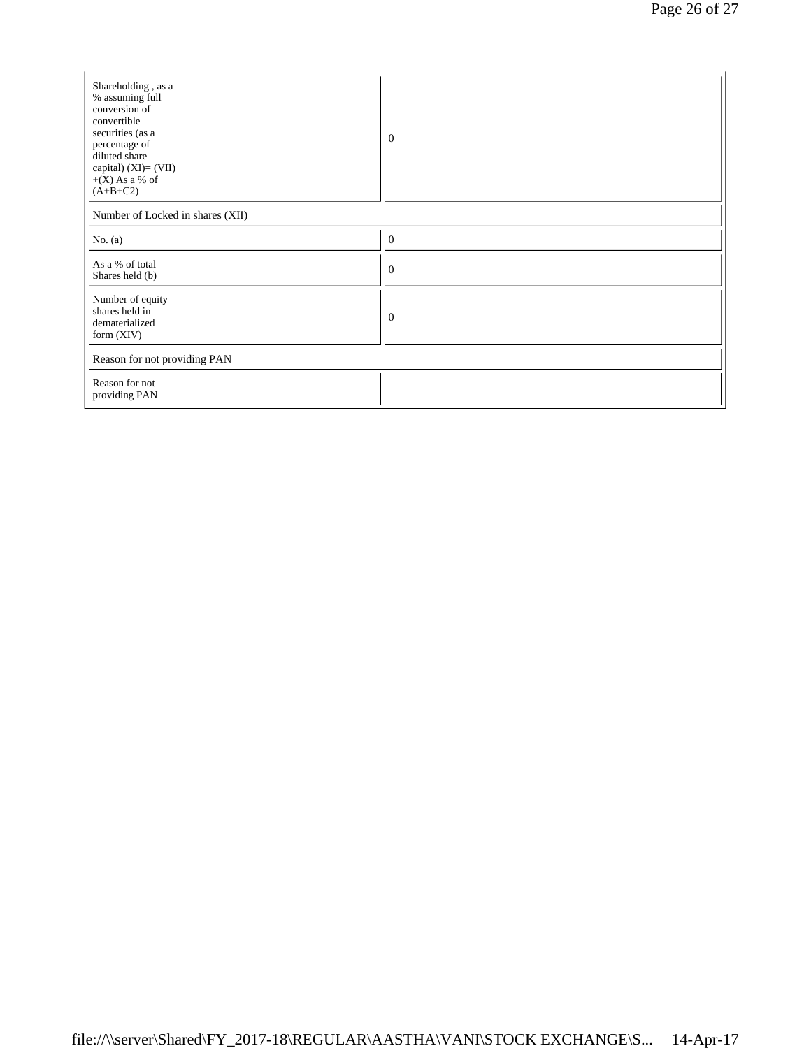| | |
|---|---|
| Shareholding , as a % assuming full conversion of convertible securities (as a percentage of diluted share capital) (XI)= (VII) +(X) As a % of (A+B+C2) | 0 |
| Number of Locked in shares (XII) | |
| No. (a) | 0 |
| As a % of total Shares held (b) | 0 |
| Number of equity shares held in dematerialized form (XIV) | 0 |
| Reason for not providing PAN | |
| Reason for not providing PAN | |